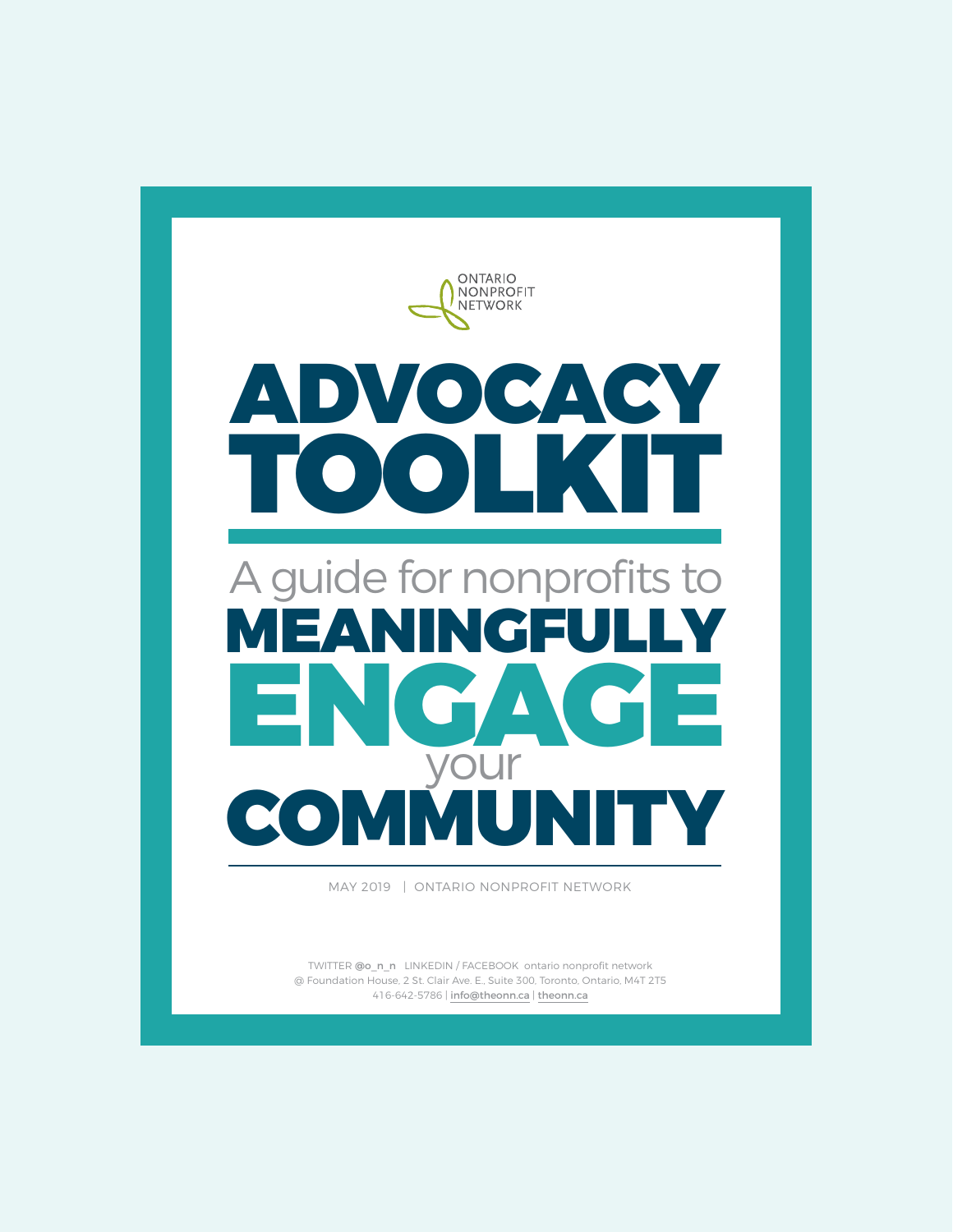ONTARIO NONPROFIT NETWORK

# ADVOCACY TOOLKIT

## A guide for nonprofits to MEANINGFULLY ENGAGE your COMMUNITY

MAY 2019 | ONTARIO NONPROFIT NETWORK

TWITTER @o_n_n LINKEDIN / FACEBOOK ontario nonprofit network
@ Foundation House, 2 St. Clair Ave. E., Suite 300, Toronto, Ontario, M4T 2T5
416-642-5786 | info@theonn.ca | theonn.ca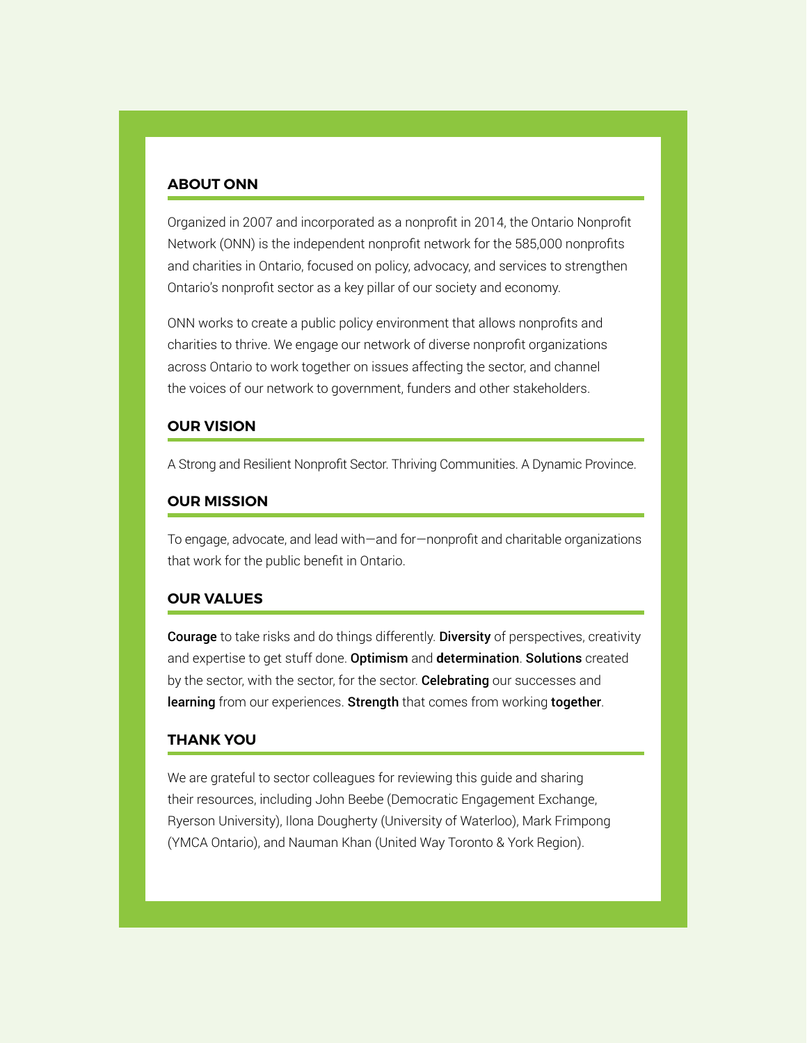## ABOUT ONN

Organized in 2007 and incorporated as a nonprofit in 2014, the Ontario Nonprofit Network (ONN) is the independent nonprofit network for the 585,000 nonprofits and charities in Ontario, focused on policy, advocacy, and services to strengthen Ontario's nonprofit sector as a key pillar of our society and economy.

ONN works to create a public policy environment that allows nonprofits and charities to thrive. We engage our network of diverse nonprofit organizations across Ontario to work together on issues affecting the sector, and channel the voices of our network to government, funders and other stakeholders.

## OUR VISION

A Strong and Resilient Nonprofit Sector. Thriving Communities. A Dynamic Province.

## OUR MISSION

To engage, advocate, and lead with—and for—nonprofit and charitable organizations that work for the public benefit in Ontario.

## OUR VALUES

**Courage** to take risks and do things differently. **Diversity** of perspectives, creativity and expertise to get stuff done. **Optimism** and **determination**. **Solutions** created by the sector, with the sector, for the sector. **Celebrating** our successes and **learning** from our experiences. **Strength** that comes from working **together**.

## THANK YOU

We are grateful to sector colleagues for reviewing this guide and sharing their resources, including John Beebe (Democratic Engagement Exchange, Ryerson University), Ilona Dougherty (University of Waterloo), Mark Frimpong (YMCA Ontario), and Nauman Khan (United Way Toronto & York Region).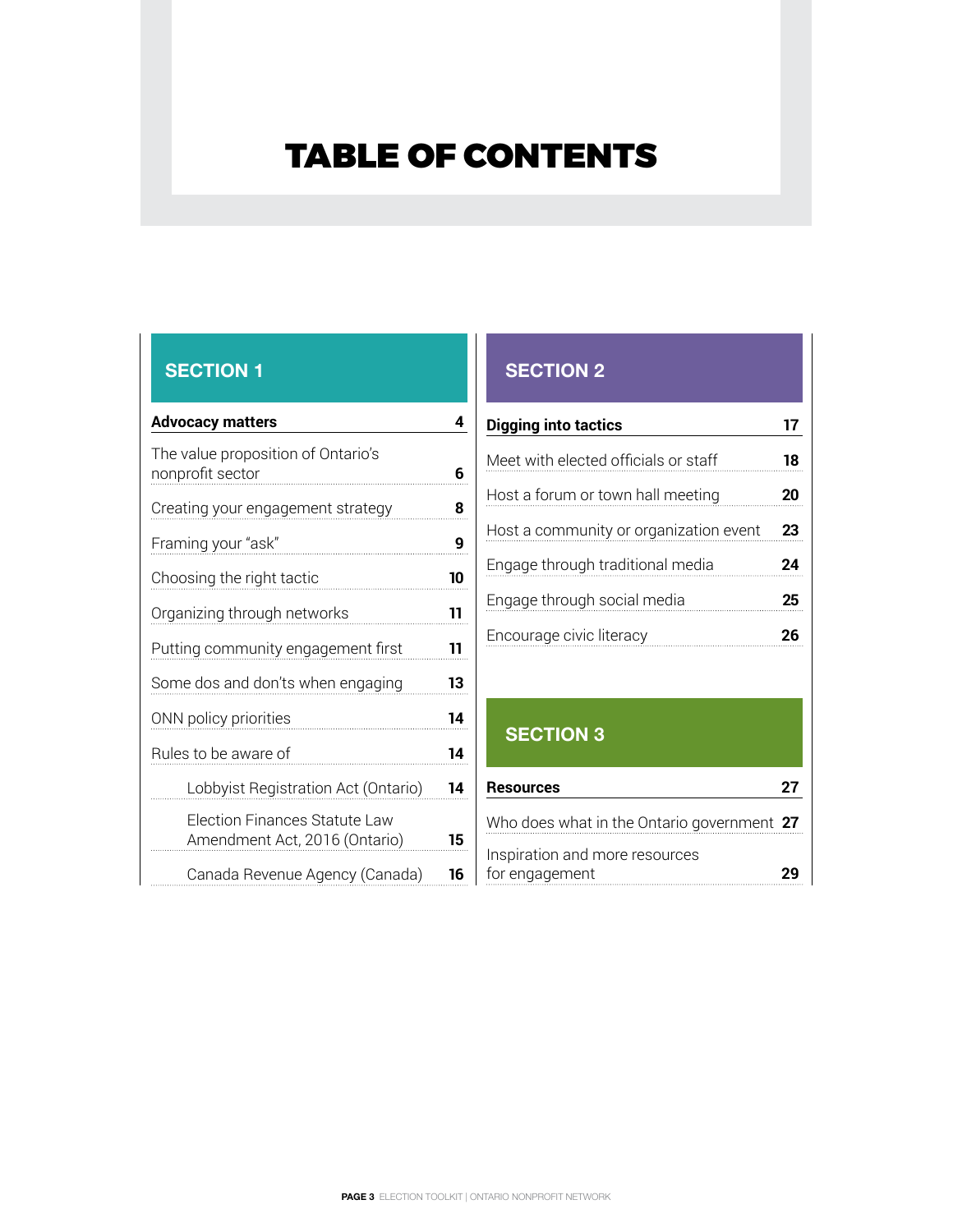# TABLE OF CONTENTS

## SECTION 1

| **Advocacy matters** | **4** |
|---|---|
| The value proposition of Ontario's nonprofit sector | **6** |
| Creating your engagement strategy | **8** |
| Framing your "ask" | **9** |
| Choosing the right tactic | **10** |
| Organizing through networks | **11** |
| Putting community engagement first | **11** |
| Some dos and don'ts when engaging | **13** |
| ONN policy priorities | **14** |
| Rules to be aware of | **14** |
| Lobbyist Registration Act (Ontario) | **14** |
| Election Finances Statute Law Amendment Act, 2016 (Ontario) | **15** |
| Canada Revenue Agency (Canada) | **16** |

## SECTION 2

| **Digging into tactics** | **17** |
|---|---|
| Meet with elected officials or staff | **18** |
| Host a forum or town hall meeting | **20** |
| Host a community or organization event | **23** |
| Engage through traditional media | **24** |
| Engage through social media | **25** |
| Encourage civic literacy | **26** |

## SECTION 3

| **Resources** | **27** |
|---|---|
| Who does what in the Ontario government | **27** |
| Inspiration and more resources for engagement | **29** |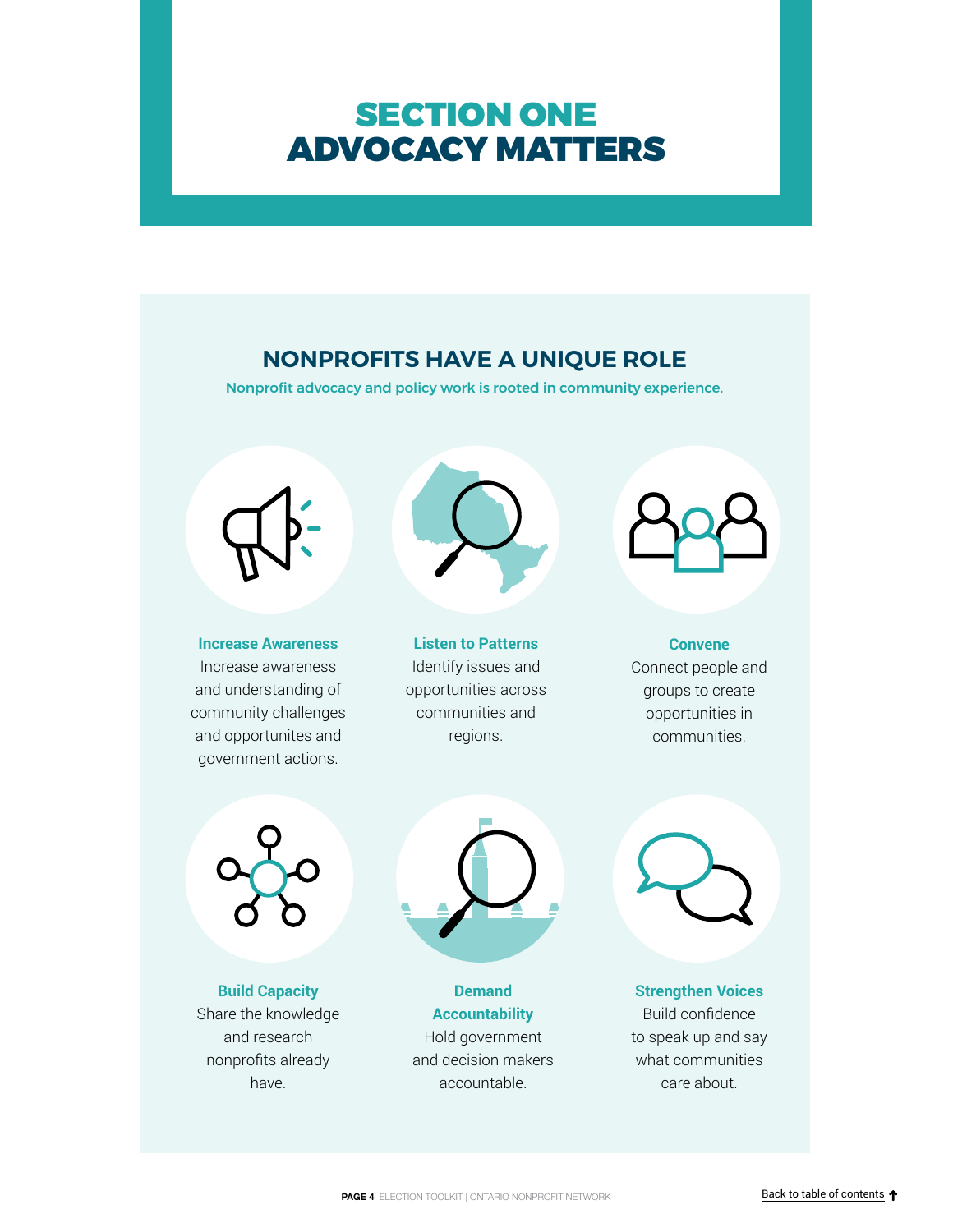# SECTION ONE
# ADVOCACY MATTERS

## NONPROFITS HAVE A UNIQUE ROLE

Nonprofit advocacy and policy work is rooted in community experience.

**Increase Awareness**
Increase awareness and understanding of community challenges and opportunites and government actions.

**Listen to Patterns**
Identify issues and opportunities across communities and regions.

**Convene**
Connect people and groups to create opportunities in communities.

**Build Capacity**
Share the knowledge and research nonprofits already have.

**Demand Accountability**
Hold government and decision makers accountable.

**Strengthen Voices**
Build confidence to speak up and say what communities care about.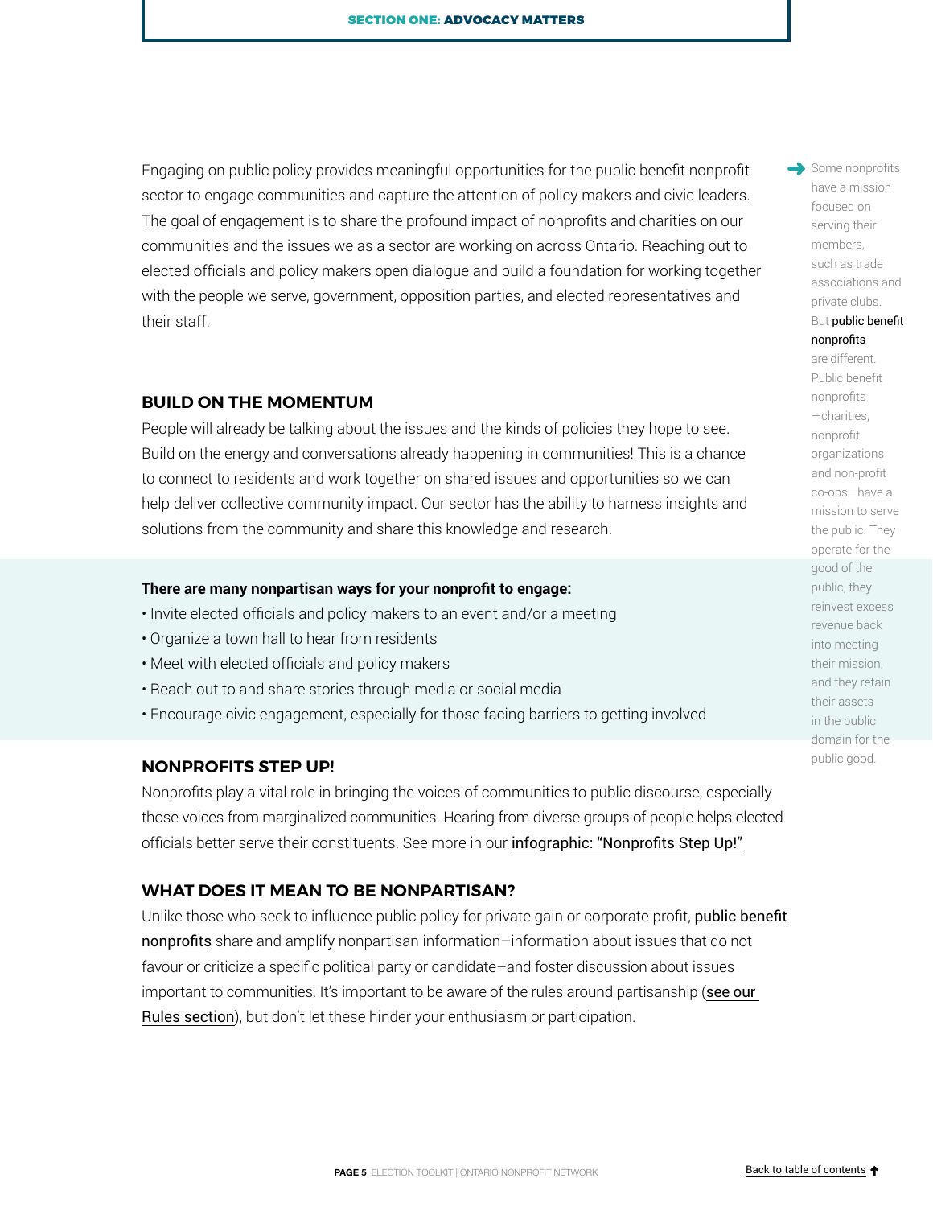Engaging on public policy provides meaningful opportunities for the public benefit nonprofit sector to engage communities and capture the attention of policy makers and civic leaders. The goal of engagement is to share the profound impact of nonprofits and charities on our communities and the issues we as a sector are working on across Ontario. Reaching out to elected officials and policy makers open dialogue and build a foundation for working together with the people we serve, government, opposition parties, and elected representatives and their staff.

> Some nonprofits have a mission focused on serving their members, such as trade associations and private clubs. But public benefit nonprofits are different. Public benefit nonprofits—charities, nonprofit organizations and non-profit co-ops—have a mission to serve the public. They operate for the good of the public, they reinvest excess revenue back into meeting their mission, and they retain their assets in the public domain for the public good.

## BUILD ON THE MOMENTUM

People will already be talking about the issues and the kinds of policies they hope to see. Build on the energy and conversations already happening in communities! This is a chance to connect to residents and work together on shared issues and opportunities so we can help deliver collective community impact. Our sector has the ability to harness insights and solutions from the community and share this knowledge and research.

**There are many nonpartisan ways for your nonprofit to engage:**

- Invite elected officials and policy makers to an event and/or a meeting
- Organize a town hall to hear from residents
- Meet with elected officials and policy makers
- Reach out to and share stories through media or social media
- Encourage civic engagement, especially for those facing barriers to getting involved

## NONPROFITS STEP UP!

Nonprofits play a vital role in bringing the voices of communities to public discourse, especially those voices from marginalized communities. Hearing from diverse groups of people helps elected officials better serve their constituents. See more in our infographic: "Nonprofits Step Up!"

## WHAT DOES IT MEAN TO BE NONPARTISAN?

Unlike those who seek to influence public policy for private gain or corporate profit, public benefit nonprofits share and amplify nonpartisan information–information about issues that do not favour or criticize a specific political party or candidate–and foster discussion about issues important to communities. It's important to be aware of the rules around partisanship (see our Rules section), but don't let these hinder your enthusiasm or participation.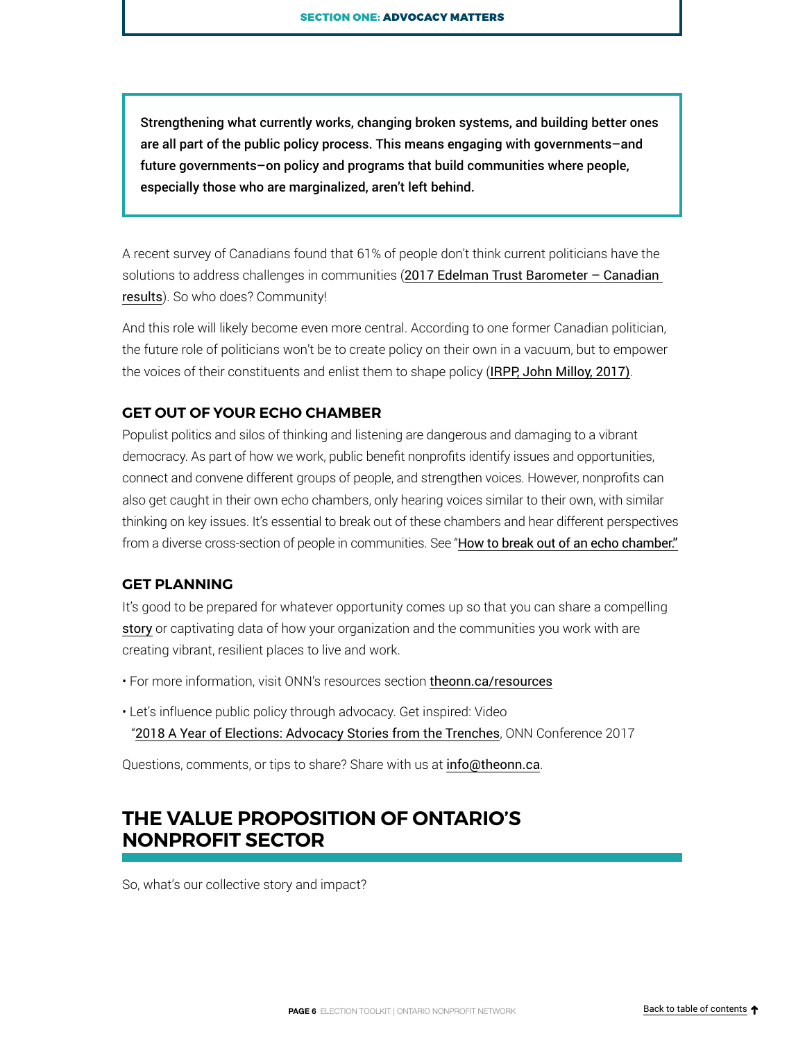**Strengthening what currently works, changing broken systems, and building better ones are all part of the public policy process. This means engaging with governments–and future governments–on policy and programs that build communities where people, especially those who are marginalized, aren't left behind.**

A recent survey of Canadians found that 61% of people don't think current politicians have the solutions to address challenges in communities (2017 Edelman Trust Barometer – Canadian results). So who does? Community!

And this role will likely become even more central. According to one former Canadian politician, the future role of politicians won't be to create policy on their own in a vacuum, but to empower the voices of their constituents and enlist them to shape policy (IRPP, John Milloy, 2017).

### GET OUT OF YOUR ECHO CHAMBER

Populist politics and silos of thinking and listening are dangerous and damaging to a vibrant democracy. As part of how we work, public benefit nonprofits identify issues and opportunities, connect and convene different groups of people, and strengthen voices. However, nonprofits can also get caught in their own echo chambers, only hearing voices similar to their own, with similar thinking on key issues. It's essential to break out of these chambers and hear different perspectives from a diverse cross-section of people in communities. See "How to break out of an echo chamber."

### GET PLANNING

It's good to be prepared for whatever opportunity comes up so that you can share a compelling story or captivating data of how your organization and the communities you work with are creating vibrant, resilient places to live and work.

- For more information, visit ONN's resources section theonn.ca/resources
- Let's influence public policy through advocacy. Get inspired: Video "2018 A Year of Elections: Advocacy Stories from the Trenches, ONN Conference 2017

Questions, comments, or tips to share? Share with us at info@theonn.ca.

## THE VALUE PROPOSITION OF ONTARIO'S NONPROFIT SECTOR

So, what's our collective story and impact?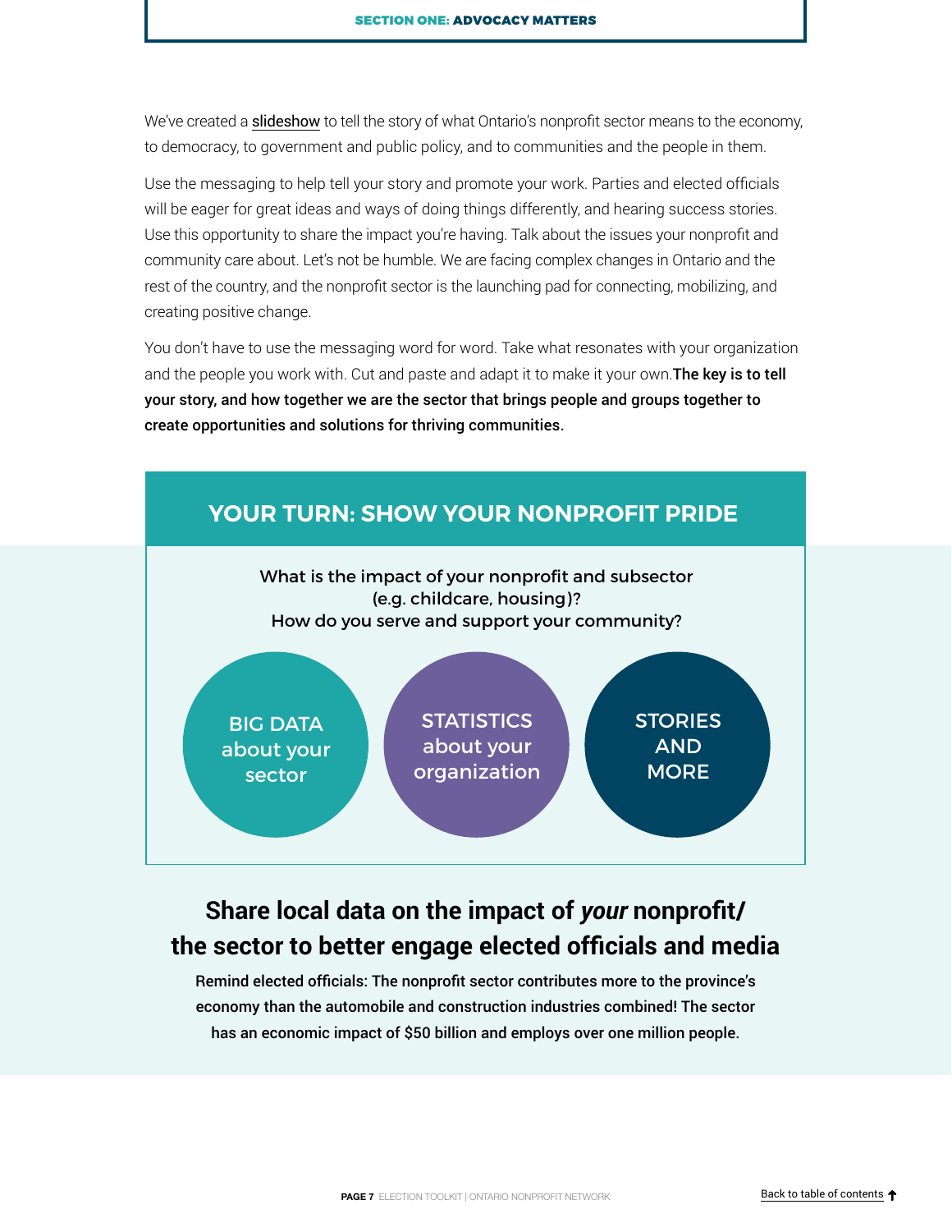We've created a slideshow to tell the story of what Ontario's nonprofit sector means to the economy, to democracy, to government and public policy, and to communities and the people in them.

Use the messaging to help tell your story and promote your work. Parties and elected officials will be eager for great ideas and ways of doing things differently, and hearing success stories. Use this opportunity to share the impact you're having. Talk about the issues your nonprofit and community care about. Let's not be humble. We are facing complex changes in Ontario and the rest of the country, and the nonprofit sector is the launching pad for connecting, mobilizing, and creating positive change.

You don't have to use the messaging word for word. Take what resonates with your organization and the people you work with. Cut and paste and adapt it to make it your own. **The key is to tell your story, and how together we are the sector that brings people and groups together to create opportunities and solutions for thriving communities.**

## YOUR TURN: SHOW YOUR NONPROFIT PRIDE

What is the impact of your nonprofit and subsector (e.g. childcare, housing)?
How do you serve and support your community?

- BIG DATA about your sector
- STATISTICS about your organization
- STORIES AND MORE

## Share local data on the impact of *your* nonprofit/ the sector to better engage elected officials and media

**Remind elected officials: The nonprofit sector contributes more to the province's economy than the automobile and construction industries combined! The sector has an economic impact of $50 billion and employs over one million people.**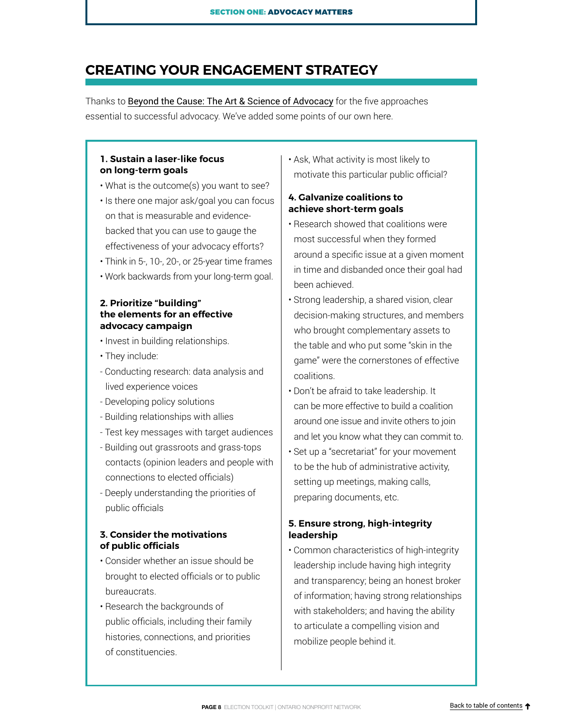# CREATING YOUR ENGAGEMENT STRATEGY

Thanks to Beyond the Cause: The Art & Science of Advocacy for the five approaches essential to successful advocacy. We've added some points of our own here.

**1. Sustain a laser-like focus on long-term goals**

- What is the outcome(s) you want to see?
- Is there one major ask/goal you can focus on that is measurable and evidence-backed that you can use to gauge the effectiveness of your advocacy efforts?
- Think in 5-, 10-, 20-, or 25-year time frames
- Work backwards from your long-term goal.

**2. Prioritize "building" the elements for an effective advocacy campaign**

- Invest in building relationships.
- They include:
  - Conducting research: data analysis and lived experience voices
  - Developing policy solutions
  - Building relationships with allies
  - Test key messages with target audiences
  - Building out grassroots and grass-tops contacts (opinion leaders and people with connections to elected officials)
  - Deeply understanding the priorities of public officials

**3. Consider the motivations of public officials**

- Consider whether an issue should be brought to elected officials or to public bureaucrats.
- Research the backgrounds of public officials, including their family histories, connections, and priorities of constituencies.
- Ask, What activity is most likely to motivate this particular public official?

**4. Galvanize coalitions to achieve short-term goals**

- Research showed that coalitions were most successful when they formed around a specific issue at a given moment in time and disbanded once their goal had been achieved.
- Strong leadership, a shared vision, clear decision-making structures, and members who brought complementary assets to the table and who put some "skin in the game" were the cornerstones of effective coalitions.
- Don't be afraid to take leadership. It can be more effective to build a coalition around one issue and invite others to join and let you know what they can commit to.
- Set up a "secretariat" for your movement to be the hub of administrative activity, setting up meetings, making calls, preparing documents, etc.

**5. Ensure strong, high-integrity leadership**

- Common characteristics of high-integrity leadership include having high integrity and transparency; being an honest broker of information; having strong relationships with stakeholders; and having the ability to articulate a compelling vision and mobilize people behind it.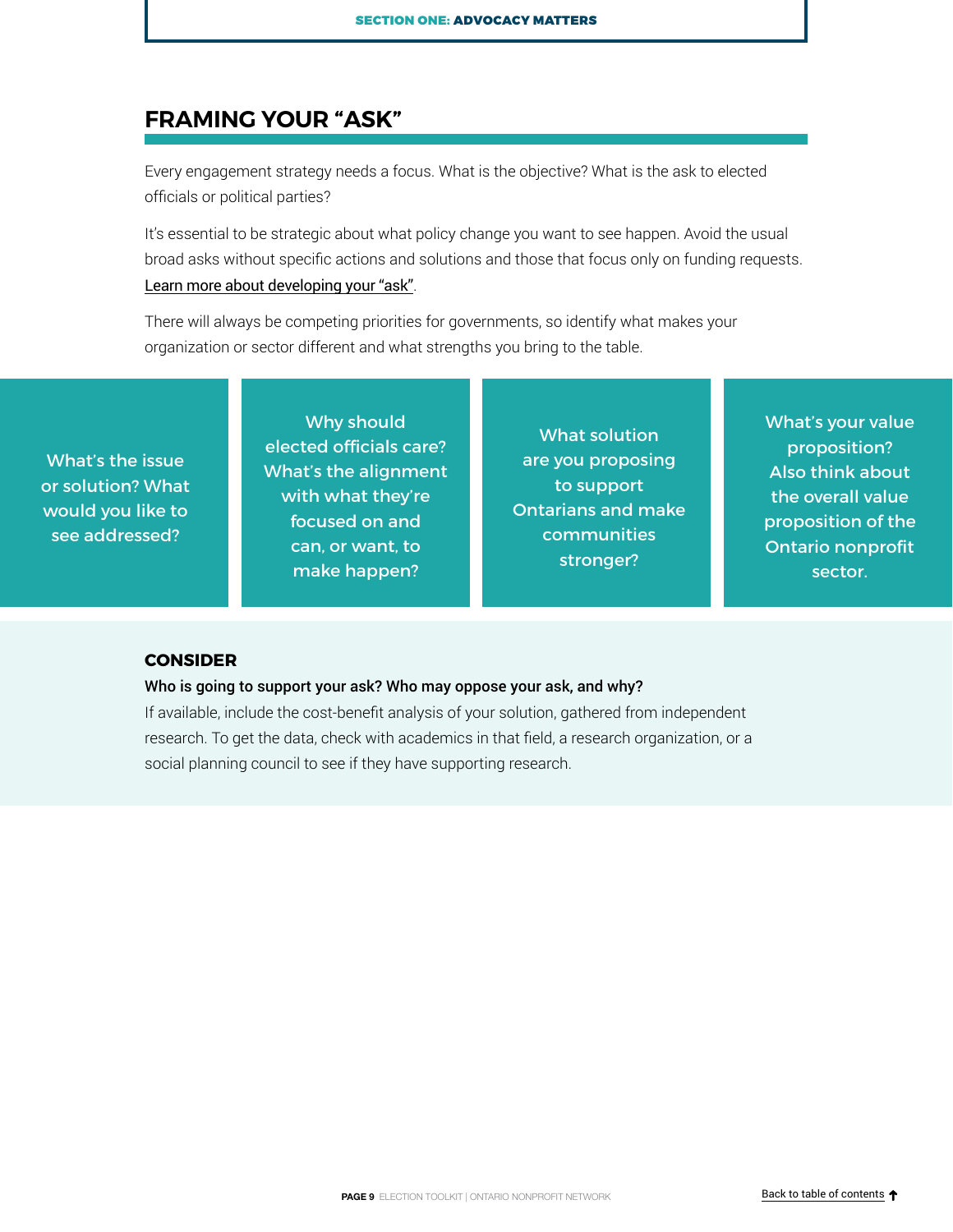## FRAMING YOUR "ASK"

Every engagement strategy needs a focus. What is the objective? What is the ask to elected officials or political parties?

It's essential to be strategic about what policy change you want to see happen. Avoid the usual broad asks without specific actions and solutions and those that focus only on funding requests. Learn more about developing your "ask".

There will always be competing priorities for governments, so identify what makes your organization or sector different and what strengths you bring to the table.

- What's the issue or solution? What would you like to see addressed?
- Why should elected officials care? What's the alignment with what they're focused on and can, or want, to make happen?
- What solution are you proposing to support Ontarians and make communities stronger?
- What's your value proposition? Also think about the overall value proposition of the Ontario nonprofit sector.

### CONSIDER

**Who is going to support your ask? Who may oppose your ask, and why?**

If available, include the cost-benefit analysis of your solution, gathered from independent research. To get the data, check with academics in that field, a research organization, or a social planning council to see if they have supporting research.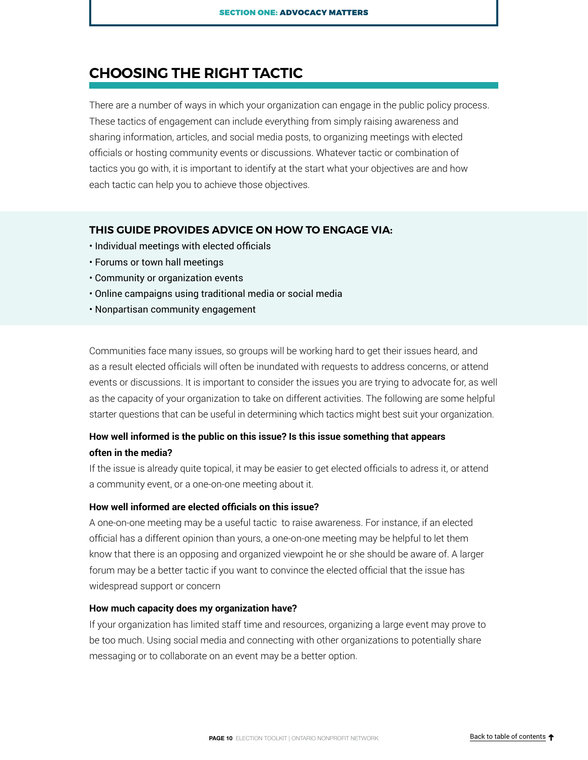## CHOOSING THE RIGHT TACTIC

There are a number of ways in which your organization can engage in the public policy process. These tactics of engagement can include everything from simply raising awareness and sharing information, articles, and social media posts, to organizing meetings with elected officials or hosting community events or discussions. Whatever tactic or combination of tactics you go with, it is important to identify at the start what your objectives are and how each tactic can help you to achieve those objectives.

### THIS GUIDE PROVIDES ADVICE ON HOW TO ENGAGE VIA:

- Individual meetings with elected officials
- Forums or town hall meetings
- Community or organization events
- Online campaigns using traditional media or social media
- Nonpartisan community engagement

Communities face many issues, so groups will be working hard to get their issues heard, and as a result elected officials will often be inundated with requests to address concerns, or attend events or discussions. It is important to consider the issues you are trying to advocate for, as well as the capacity of your organization to take on different activities. The following are some helpful starter questions that can be useful in determining which tactics might best suit your organization.

**How well informed is the public on this issue? Is this issue something that appears often in the media?**

If the issue is already quite topical, it may be easier to get elected officials to adress it, or attend a community event, or a one-on-one meeting about it.

**How well informed are elected officials on this issue?**

A one-on-one meeting may be a useful tactic to raise awareness. For instance, if an elected official has a different opinion than yours, a one-on-one meeting may be helpful to let them know that there is an opposing and organized viewpoint he or she should be aware of. A larger forum may be a better tactic if you want to convince the elected official that the issue has widespread support or concern

**How much capacity does my organization have?**

If your organization has limited staff time and resources, organizing a large event may prove to be too much. Using social media and connecting with other organizations to potentially share messaging or to collaborate on an event may be a better option.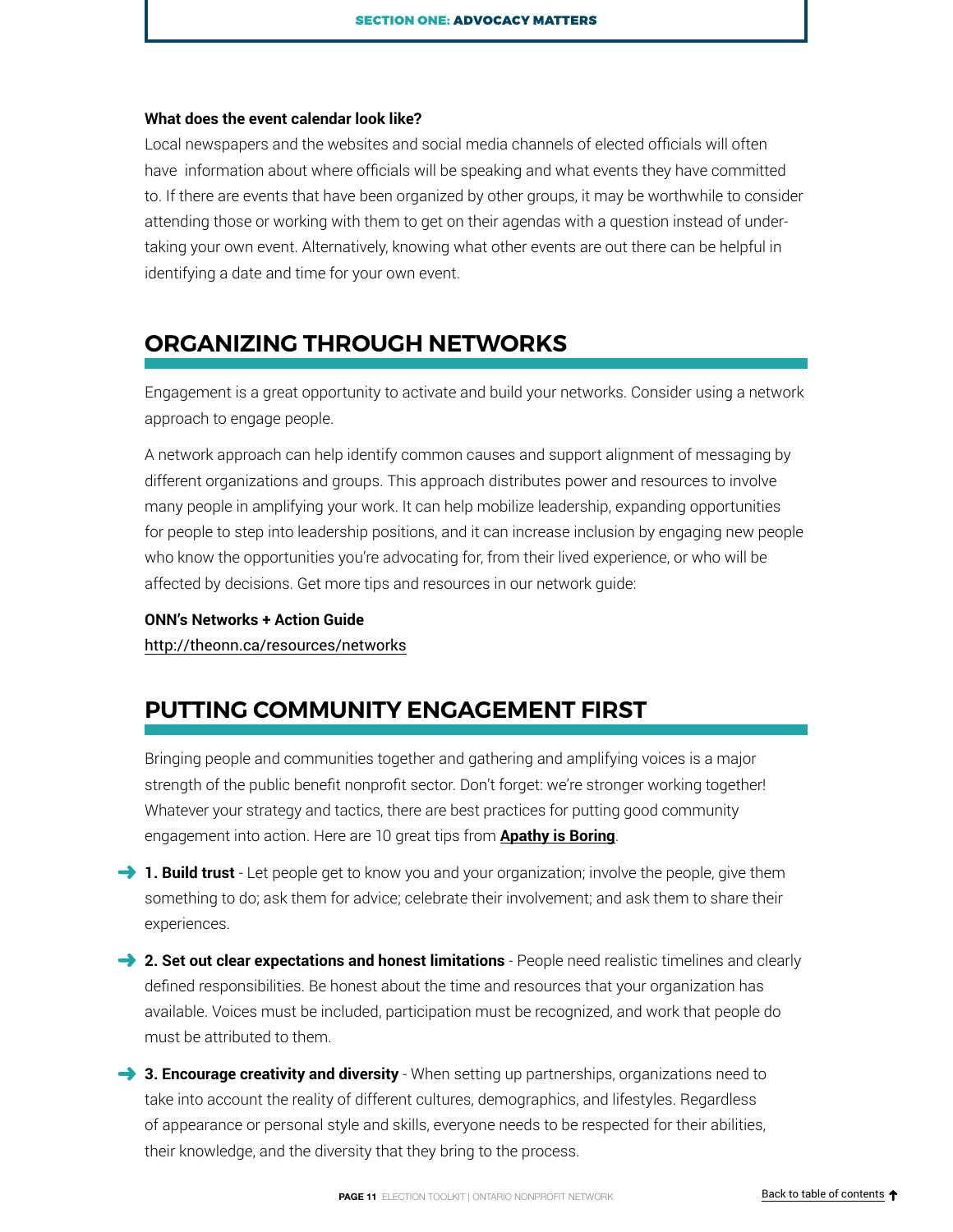**What does the event calendar look like?**

Local newspapers and the websites and social media channels of elected officials will often have information about where officials will be speaking and what events they have committed to. If there are events that have been organized by other groups, it may be worthwhile to consider attending those or working with them to get on their agendas with a question instead of undertaking your own event. Alternatively, knowing what other events are out there can be helpful in identifying a date and time for your own event.

## ORGANIZING THROUGH NETWORKS

Engagement is a great opportunity to activate and build your networks. Consider using a network approach to engage people.

A network approach can help identify common causes and support alignment of messaging by different organizations and groups. This approach distributes power and resources to involve many people in amplifying your work. It can help mobilize leadership, expanding opportunities for people to step into leadership positions, and it can increase inclusion by engaging new people who know the opportunities you're advocating for, from their lived experience, or who will be affected by decisions. Get more tips and resources in our network guide:

**ONN's Networks + Action Guide**
http://theonn.ca/resources/networks

## PUTTING COMMUNITY ENGAGEMENT FIRST

Bringing people and communities together and gathering and amplifying voices is a major strength of the public benefit nonprofit sector. Don't forget: we're stronger working together! Whatever your strategy and tactics, there are best practices for putting good community engagement into action. Here are 10 great tips from **Apathy is Boring**.

➜ **1. Build trust** - Let people get to know you and your organization; involve the people, give them something to do; ask them for advice; celebrate their involvement; and ask them to share their experiences.

➜ **2. Set out clear expectations and honest limitations** - People need realistic timelines and clearly defined responsibilities. Be honest about the time and resources that your organization has available. Voices must be included, participation must be recognized, and work that people do must be attributed to them.

➜ **3. Encourage creativity and diversity** - When setting up partnerships, organizations need to take into account the reality of different cultures, demographics, and lifestyles. Regardless of appearance or personal style and skills, everyone needs to be respected for their abilities, their knowledge, and the diversity that they bring to the process.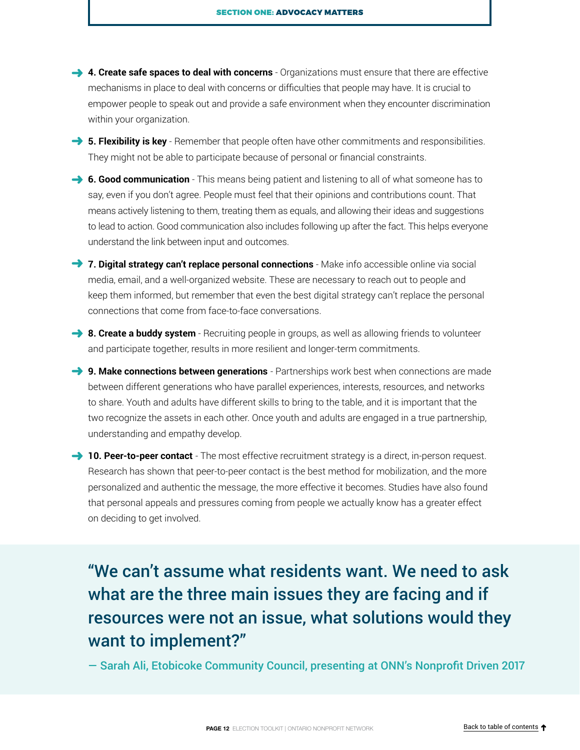- **4. Create safe spaces to deal with concerns** - Organizations must ensure that there are effective mechanisms in place to deal with concerns or difficulties that people may have. It is crucial to empower people to speak out and provide a safe environment when they encounter discrimination within your organization.
- **5. Flexibility is key** - Remember that people often have other commitments and responsibilities. They might not be able to participate because of personal or financial constraints.
- **6. Good communication** - This means being patient and listening to all of what someone has to say, even if you don't agree. People must feel that their opinions and contributions count. That means actively listening to them, treating them as equals, and allowing their ideas and suggestions to lead to action. Good communication also includes following up after the fact. This helps everyone understand the link between input and outcomes.
- **7. Digital strategy can't replace personal connections** - Make info accessible online via social media, email, and a well-organized website. These are necessary to reach out to people and keep them informed, but remember that even the best digital strategy can't replace the personal connections that come from face-to-face conversations.
- **8. Create a buddy system** - Recruiting people in groups, as well as allowing friends to volunteer and participate together, results in more resilient and longer-term commitments.
- **9. Make connections between generations** - Partnerships work best when connections are made between different generations who have parallel experiences, interests, resources, and networks to share. Youth and adults have different skills to bring to the table, and it is important that the two recognize the assets in each other. Once youth and adults are engaged in a true partnership, understanding and empathy develop.
- **10. Peer-to-peer contact** - The most effective recruitment strategy is a direct, in-person request. Research has shown that peer-to-peer contact is the best method for mobilization, and the more personalized and authentic the message, the more effective it becomes. Studies have also found that personal appeals and pressures coming from people we actually know has a greater effect on deciding to get involved.

> "We can't assume what residents want. We need to ask what are the three main issues they are facing and if resources were not an issue, what solutions would they want to implement?"
>
> — Sarah Ali, Etobicoke Community Council, presenting at ONN's Nonprofit Driven 2017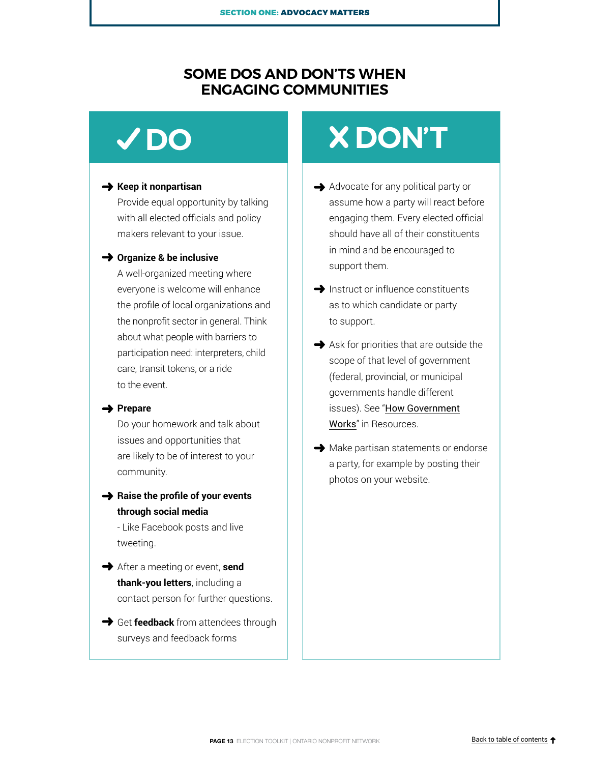## SOME DOS AND DON'TS WHEN ENGAGING COMMUNITIES

### ✓ DO

- **Keep it nonpartisan**
  Provide equal opportunity by talking with all elected officials and policy makers relevant to your issue.
- **Organize & be inclusive**
  A well-organized meeting where everyone is welcome will enhance the profile of local organizations and the nonprofit sector in general. Think about what people with barriers to participation need: interpreters, child care, transit tokens, or a ride to the event.
- **Prepare**
  Do your homework and talk about issues and opportunities that are likely to be of interest to your community.
- **Raise the profile of your events through social media**
  - Like Facebook posts and live tweeting.
- After a meeting or event, **send thank-you letters**, including a contact person for further questions.
- Get **feedback** from attendees through surveys and feedback forms

### X DON'T

- Advocate for any political party or assume how a party will react before engaging them. Every elected official should have all of their constituents in mind and be encouraged to support them.
- Instruct or influence constituents as to which candidate or party to support.
- Ask for priorities that are outside the scope of that level of government (federal, provincial, or municipal governments handle different issues). See "How Government Works" in Resources.
- Make partisan statements or endorse a party, for example by posting their photos on your website.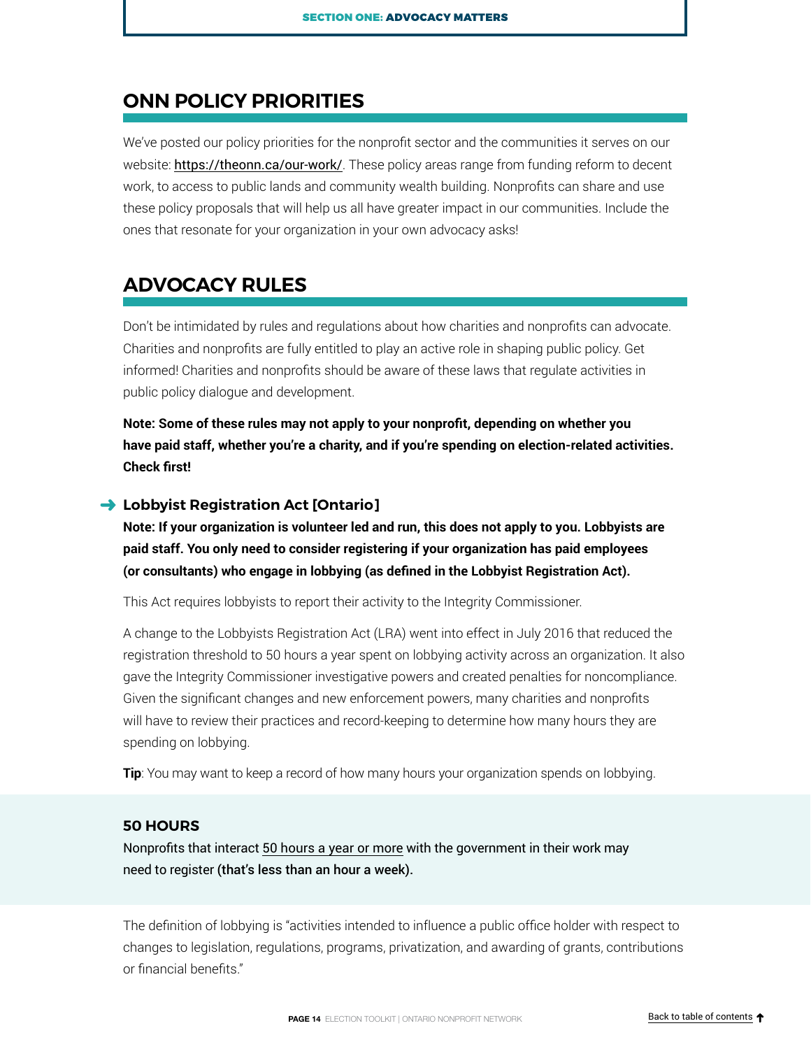## ONN POLICY PRIORITIES

We've posted our policy priorities for the nonprofit sector and the communities it serves on our website: https://theonn.ca/our-work/. These policy areas range from funding reform to decent work, to access to public lands and community wealth building. Nonprofits can share and use these policy proposals that will help us all have greater impact in our communities. Include the ones that resonate for your organization in your own advocacy asks!

## ADVOCACY RULES

Don't be intimidated by rules and regulations about how charities and nonprofits can advocate. Charities and nonprofits are fully entitled to play an active role in shaping public policy. Get informed! Charities and nonprofits should be aware of these laws that regulate activities in public policy dialogue and development.

**Note: Some of these rules may not apply to your nonprofit, depending on whether you have paid staff, whether you're a charity, and if you're spending on election-related activities. Check first!**

### ➜ Lobbyist Registration Act [Ontario]

**Note: If your organization is volunteer led and run, this does not apply to you. Lobbyists are paid staff. You only need to consider registering if your organization has paid employees (or consultants) who engage in lobbying (as defined in the Lobbyist Registration Act).**

This Act requires lobbyists to report their activity to the Integrity Commissioner.

A change to the Lobbyists Registration Act (LRA) went into effect in July 2016 that reduced the registration threshold to 50 hours a year spent on lobbying activity across an organization. It also gave the Integrity Commissioner investigative powers and created penalties for noncompliance. Given the significant changes and new enforcement powers, many charities and nonprofits will have to review their practices and record-keeping to determine how many hours they are spending on lobbying.

**Tip**: You may want to keep a record of how many hours your organization spends on lobbying.

**50 HOURS**

Nonprofits that interact 50 hours a year or more with the government in their work may need to register **(that's less than an hour a week).**

The definition of lobbying is "activities intended to influence a public office holder with respect to changes to legislation, regulations, programs, privatization, and awarding of grants, contributions or financial benefits."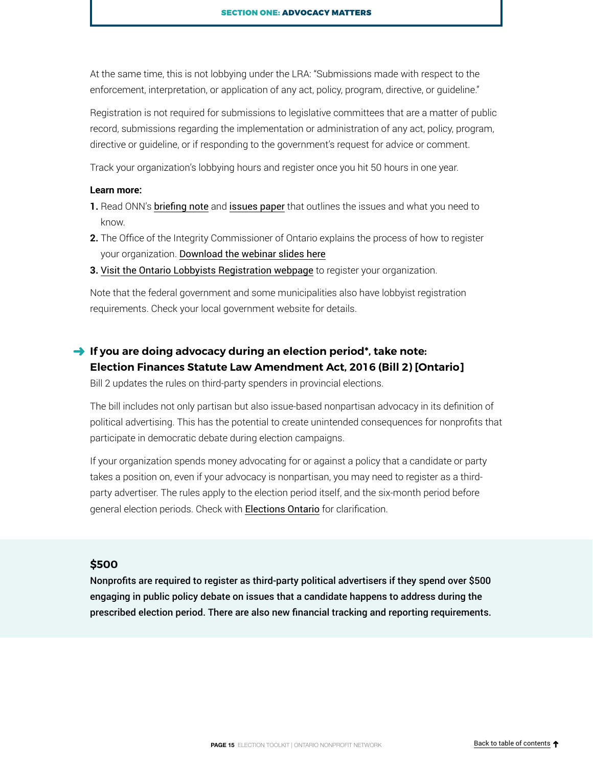At the same time, this is not lobbying under the LRA: "Submissions made with respect to the enforcement, interpretation, or application of any act, policy, program, directive, or guideline."

Registration is not required for submissions to legislative committees that are a matter of public record, submissions regarding the implementation or administration of any act, policy, program, directive or guideline, or if responding to the government's request for advice or comment.

Track your organization's lobbying hours and register once you hit 50 hours in one year.

**Learn more:**

1. Read ONN's briefing note and issues paper that outlines the issues and what you need to know.
2. The Office of the Integrity Commissioner of Ontario explains the process of how to register your organization. Download the webinar slides here
3. Visit the Ontario Lobbyists Registration webpage to register your organization.

Note that the federal government and some municipalities also have lobbyist registration requirements. Check your local government website for details.

### ➜ If you are doing advocacy during an election period*, take note: Election Finances Statute Law Amendment Act, 2016 (Bill 2) [Ontario]

Bill 2 updates the rules on third-party spenders in provincial elections.

The bill includes not only partisan but also issue-based nonpartisan advocacy in its definition of political advertising. This has the potential to create unintended consequences for nonprofits that participate in democratic debate during election campaigns.

If your organization spends money advocating for or against a policy that a candidate or party takes a position on, even if your advocacy is nonpartisan, you may need to register as a third-party advertiser. The rules apply to the election period itself, and the six-month period before general election periods. Check with Elections Ontario for clarification.

### $500

**Nonprofits are required to register as third-party political advertisers if they spend over $500 engaging in public policy debate on issues that a candidate happens to address during the prescribed election period. There are also new financial tracking and reporting requirements.**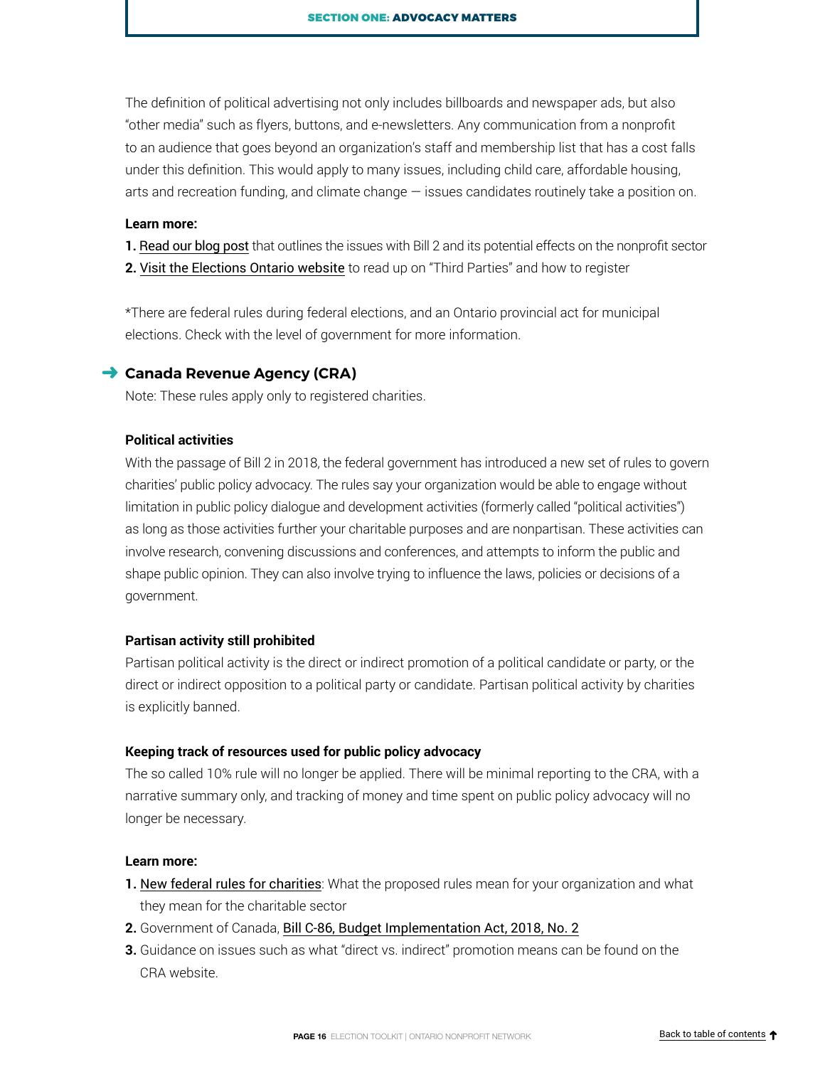The definition of political advertising not only includes billboards and newspaper ads, but also "other media" such as flyers, buttons, and e-newsletters. Any communication from a nonprofit to an audience that goes beyond an organization's staff and membership list that has a cost falls under this definition. This would apply to many issues, including child care, affordable housing, arts and recreation funding, and climate change — issues candidates routinely take a position on.

**Learn more:**

1. Read our blog post that outlines the issues with Bill 2 and its potential effects on the nonprofit sector
2. Visit the Elections Ontario website to read up on "Third Parties" and how to register

*There are federal rules during federal elections, and an Ontario provincial act for municipal elections. Check with the level of government for more information.

## Canada Revenue Agency (CRA)

Note: These rules apply only to registered charities.

**Political activities**

With the passage of Bill 2 in 2018, the federal government has introduced a new set of rules to govern charities' public policy advocacy. The rules say your organization would be able to engage without limitation in public policy dialogue and development activities (formerly called "political activities") as long as those activities further your charitable purposes and are nonpartisan. These activities can involve research, convening discussions and conferences, and attempts to inform the public and shape public opinion. They can also involve trying to influence the laws, policies or decisions of a government.

**Partisan activity still prohibited**

Partisan political activity is the direct or indirect promotion of a political candidate or party, or the direct or indirect opposition to a political party or candidate. Partisan political activity by charities is explicitly banned.

**Keeping track of resources used for public policy advocacy**

The so called 10% rule will no longer be applied. There will be minimal reporting to the CRA, with a narrative summary only, and tracking of money and time spent on public policy advocacy will no longer be necessary.

**Learn more:**

1. New federal rules for charities: What the proposed rules mean for your organization and what they mean for the charitable sector
2. Government of Canada, Bill C-86, Budget Implementation Act, 2018, No. 2
3. Guidance on issues such as what "direct vs. indirect" promotion means can be found on the CRA website.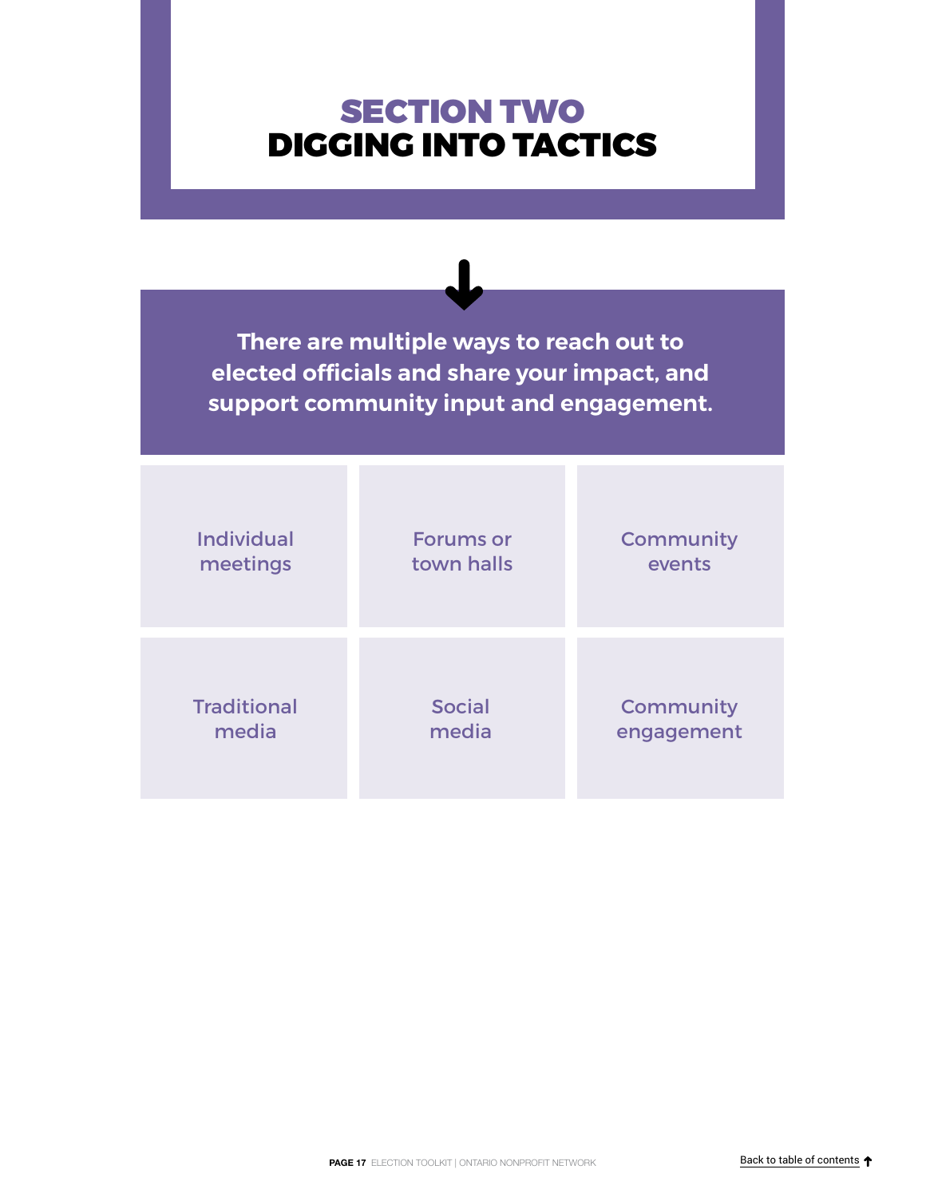# SECTION TWO
# DIGGING INTO TACTICS

**There are multiple ways to reach out to elected officials and share your impact, and support community input and engagement.**

- Individual meetings
- Forums or town halls
- Community events
- Traditional media
- Social media
- Community engagement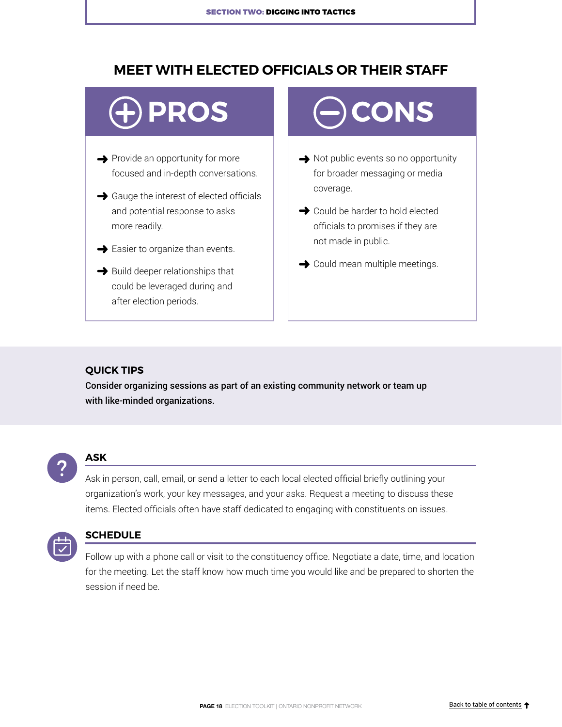## MEET WITH ELECTED OFFICIALS OR THEIR STAFF

### PROS

- Provide an opportunity for more focused and in-depth conversations.
- Gauge the interest of elected officials and potential response to asks more readily.
- Easier to organize than events.
- Build deeper relationships that could be leveraged during and after election periods.

### CONS

- Not public events so no opportunity for broader messaging or media coverage.
- Could be harder to hold elected officials to promises if they are not made in public.
- Could mean multiple meetings.

### QUICK TIPS

**Consider organizing sessions as part of an existing community network or team up with like-minded organizations.**

### ASK

Ask in person, call, email, or send a letter to each local elected official briefly outlining your organization's work, your key messages, and your asks. Request a meeting to discuss these items. Elected officials often have staff dedicated to engaging with constituents on issues.

### SCHEDULE

Follow up with a phone call or visit to the constituency office. Negotiate a date, time, and location for the meeting. Let the staff know how much time you would like and be prepared to shorten the session if need be.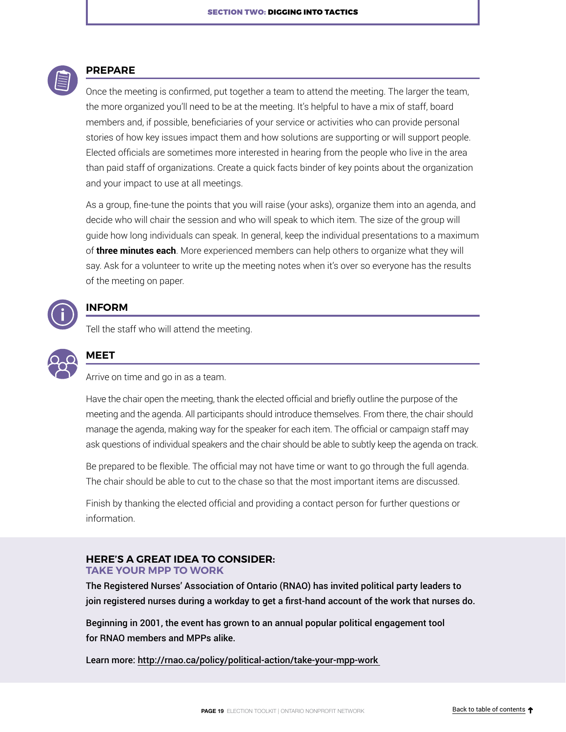## PREPARE

Once the meeting is confirmed, put together a team to attend the meeting. The larger the team, the more organized you'll need to be at the meeting. It's helpful to have a mix of staff, board members and, if possible, beneficiaries of your service or activities who can provide personal stories of how key issues impact them and how solutions are supporting or will support people. Elected officials are sometimes more interested in hearing from the people who live in the area than paid staff of organizations. Create a quick facts binder of key points about the organization and your impact to use at all meetings.

As a group, fine-tune the points that you will raise (your asks), organize them into an agenda, and decide who will chair the session and who will speak to which item. The size of the group will guide how long individuals can speak. In general, keep the individual presentations to a maximum of **three minutes each**. More experienced members can help others to organize what they will say. Ask for a volunteer to write up the meeting notes when it's over so everyone has the results of the meeting on paper.

## INFORM

Tell the staff who will attend the meeting.

## MEET

Arrive on time and go in as a team.

Have the chair open the meeting, thank the elected official and briefly outline the purpose of the meeting and the agenda. All participants should introduce themselves. From there, the chair should manage the agenda, making way for the speaker for each item. The official or campaign staff may ask questions of individual speakers and the chair should be able to subtly keep the agenda on track.

Be prepared to be flexible. The official may not have time or want to go through the full agenda. The chair should be able to cut to the chase so that the most important items are discussed.

Finish by thanking the elected official and providing a contact person for further questions or information.

### HERE'S A GREAT IDEA TO CONSIDER: TAKE YOUR MPP TO WORK

**The Registered Nurses' Association of Ontario (RNAO) has invited political party leaders to join registered nurses during a workday to get a first-hand account of the work that nurses do.**

**Beginning in 2001, the event has grown to an annual popular political engagement tool for RNAO members and MPPs alike.**

**Learn more: http://rnao.ca/policy/political-action/take-your-mpp-work**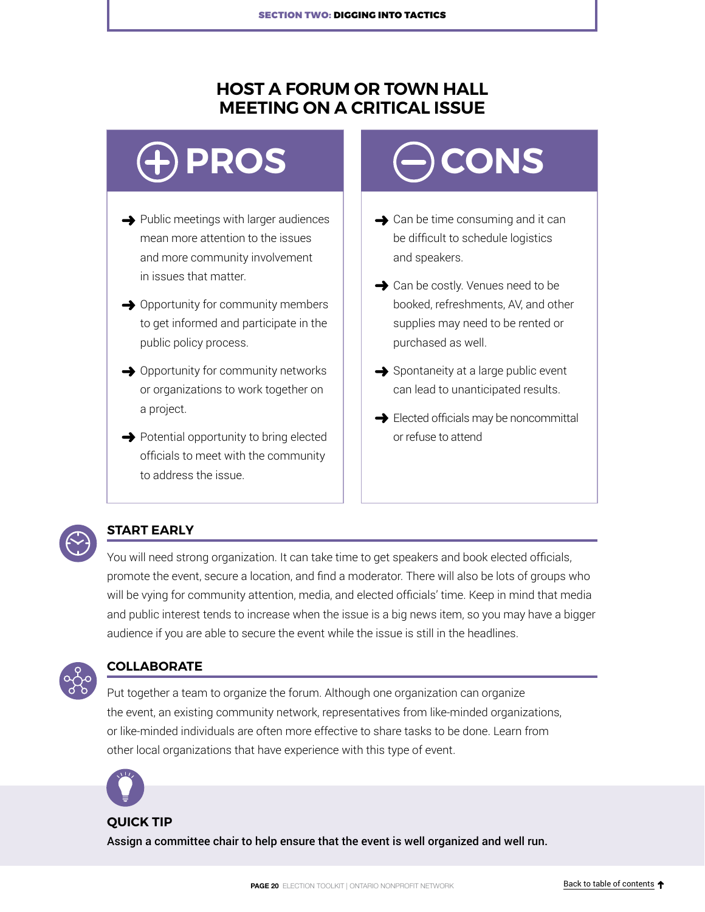# HOST A FORUM OR TOWN HALL MEETING ON A CRITICAL ISSUE

## PROS

- Public meetings with larger audiences mean more attention to the issues and more community involvement in issues that matter.
- Opportunity for community members to get informed and participate in the public policy process.
- Opportunity for community networks or organizations to work together on a project.
- Potential opportunity to bring elected officials to meet with the community to address the issue.

## CONS

- Can be time consuming and it can be difficult to schedule logistics and speakers.
- Can be costly. Venues need to be booked, refreshments, AV, and other supplies may need to be rented or purchased as well.
- Spontaneity at a large public event can lead to unanticipated results.
- Elected officials may be noncommittal or refuse to attend

### START EARLY

You will need strong organization. It can take time to get speakers and book elected officials, promote the event, secure a location, and find a moderator. There will also be lots of groups who will be vying for community attention, media, and elected officials' time. Keep in mind that media and public interest tends to increase when the issue is a big news item, so you may have a bigger audience if you are able to secure the event while the issue is still in the headlines.

### COLLABORATE

Put together a team to organize the forum. Although one organization can organize the event, an existing community network, representatives from like-minded organizations, or like-minded individuals are often more effective to share tasks to be done. Learn from other local organizations that have experience with this type of event.

### QUICK TIP

**Assign a committee chair to help ensure that the event is well organized and well run.**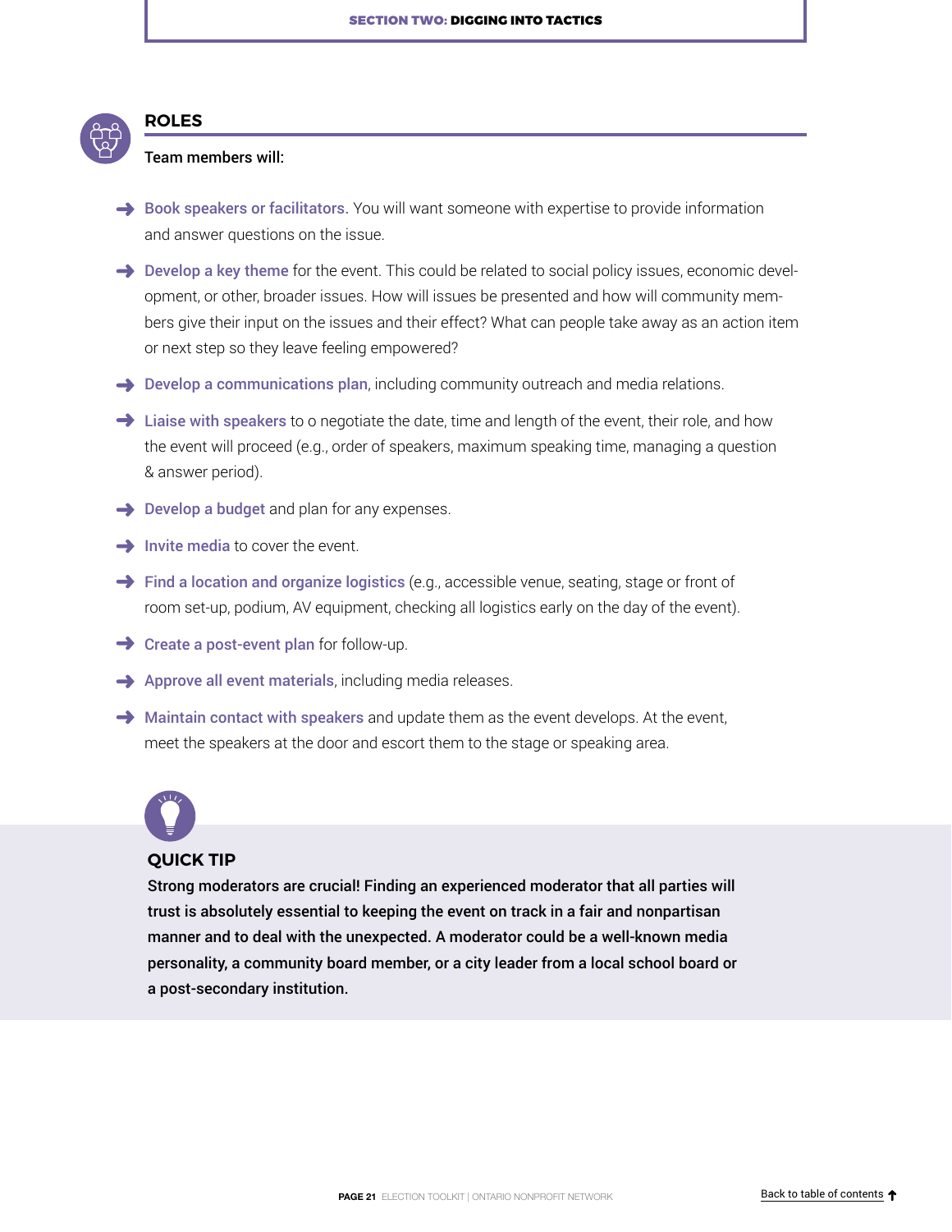## ROLES

Team members will:

- **Book speakers or facilitators.** You will want someone with expertise to provide information and answer questions on the issue.
- **Develop a key theme** for the event. This could be related to social policy issues, economic development, or other, broader issues. How will issues be presented and how will community members give their input on the issues and their effect? What can people take away as an action item or next step so they leave feeling empowered?
- **Develop a communications plan**, including community outreach and media relations.
- **Liaise with speakers** to o negotiate the date, time and length of the event, their role, and how the event will proceed (e.g., order of speakers, maximum speaking time, managing a question & answer period).
- **Develop a budget** and plan for any expenses.
- **Invite media** to cover the event.
- **Find a location and organize logistics** (e.g., accessible venue, seating, stage or front of room set-up, podium, AV equipment, checking all logistics early on the day of the event).
- **Create a post-event plan** for follow-up.
- **Approve all event materials**, including media releases.
- **Maintain contact with speakers** and update them as the event develops. At the event, meet the speakers at the door and escort them to the stage or speaking area.

### QUICK TIP

**Strong moderators are crucial! Finding an experienced moderator that all parties will trust is absolutely essential to keeping the event on track in a fair and nonpartisan manner and to deal with the unexpected. A moderator could be a well-known media personality, a community board member, or a city leader from a local school board or a post-secondary institution.**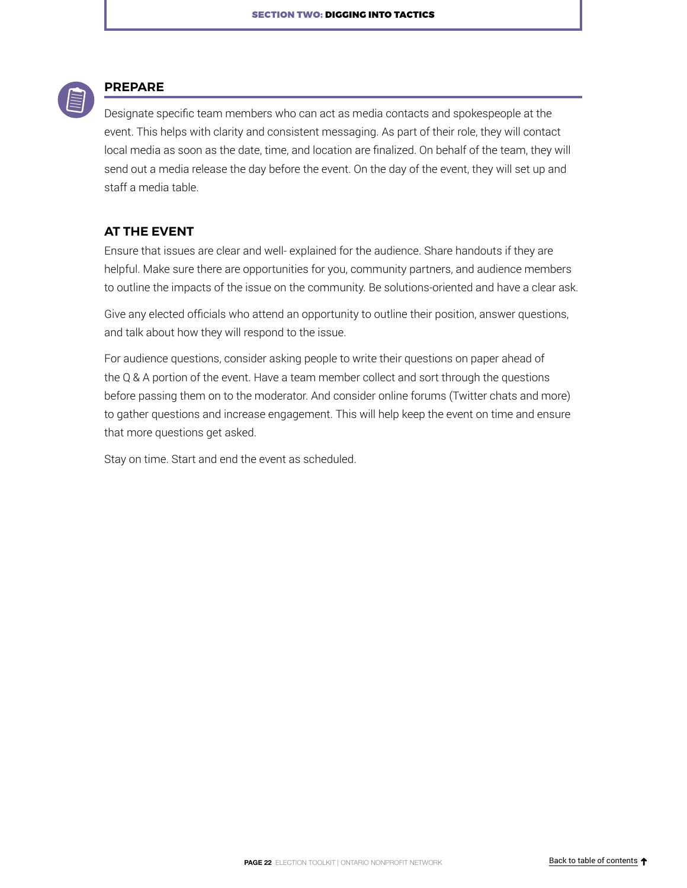## PREPARE

Designate specific team members who can act as media contacts and spokespeople at the event. This helps with clarity and consistent messaging. As part of their role, they will contact local media as soon as the date, time, and location are finalized. On behalf of the team, they will send out a media release the day before the event. On the day of the event, they will set up and staff a media table.

## AT THE EVENT

Ensure that issues are clear and well- explained for the audience. Share handouts if they are helpful. Make sure there are opportunities for you, community partners, and audience members to outline the impacts of the issue on the community. Be solutions-oriented and have a clear ask.

Give any elected officials who attend an opportunity to outline their position, answer questions, and talk about how they will respond to the issue.

For audience questions, consider asking people to write their questions on paper ahead of the Q & A portion of the event. Have a team member collect and sort through the questions before passing them on to the moderator. And consider online forums (Twitter chats and more) to gather questions and increase engagement. This will help keep the event on time and ensure that more questions get asked.

Stay on time. Start and end the event as scheduled.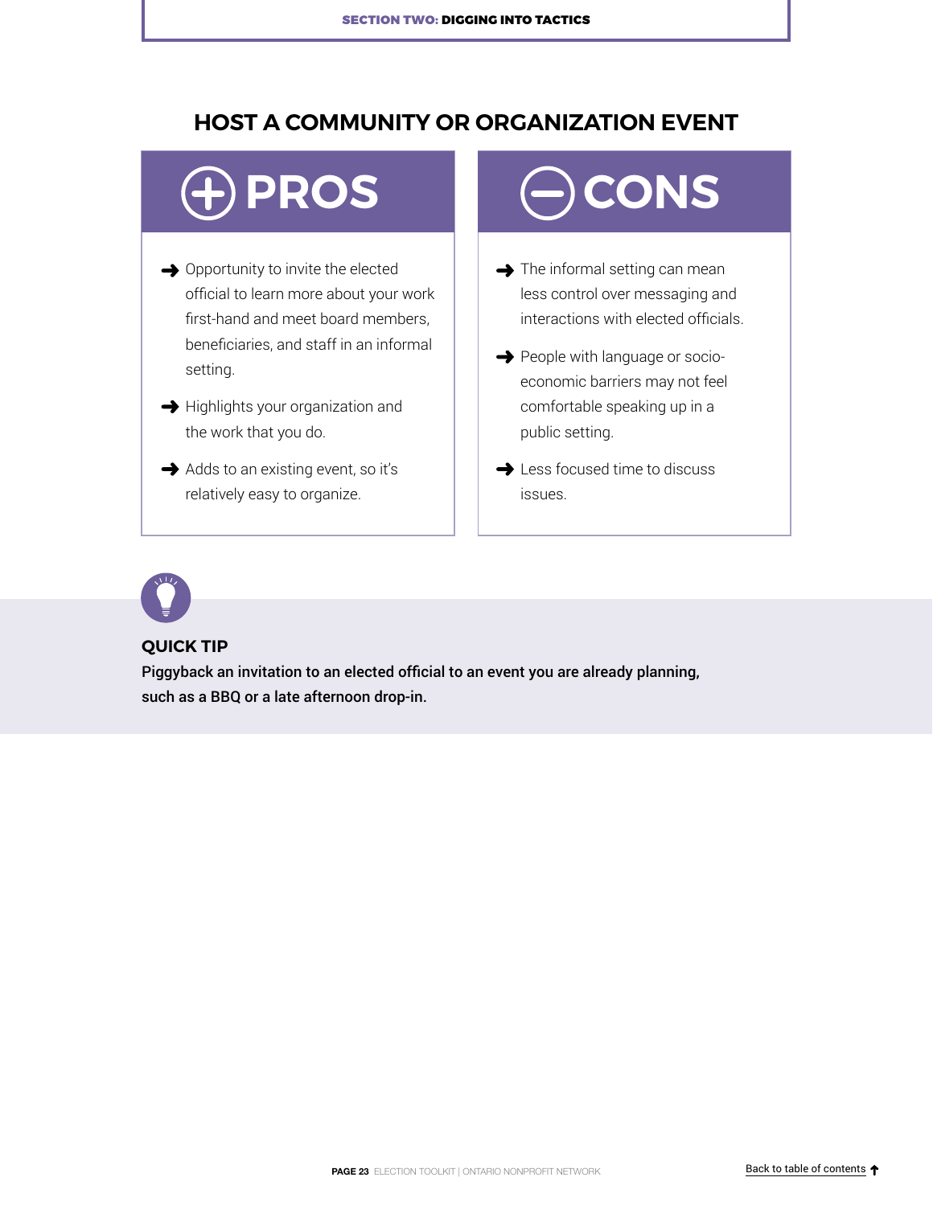## HOST A COMMUNITY OR ORGANIZATION EVENT

### PROS

- Opportunity to invite the elected official to learn more about your work first-hand and meet board members, beneficiaries, and staff in an informal setting.
- Highlights your organization and the work that you do.
- Adds to an existing event, so it's relatively easy to organize.

### CONS

- The informal setting can mean less control over messaging and interactions with elected officials.
- People with language or socio-economic barriers may not feel comfortable speaking up in a public setting.
- Less focused time to discuss issues.

### QUICK TIP

**Piggyback an invitation to an elected official to an event you are already planning, such as a BBQ or a late afternoon drop-in.**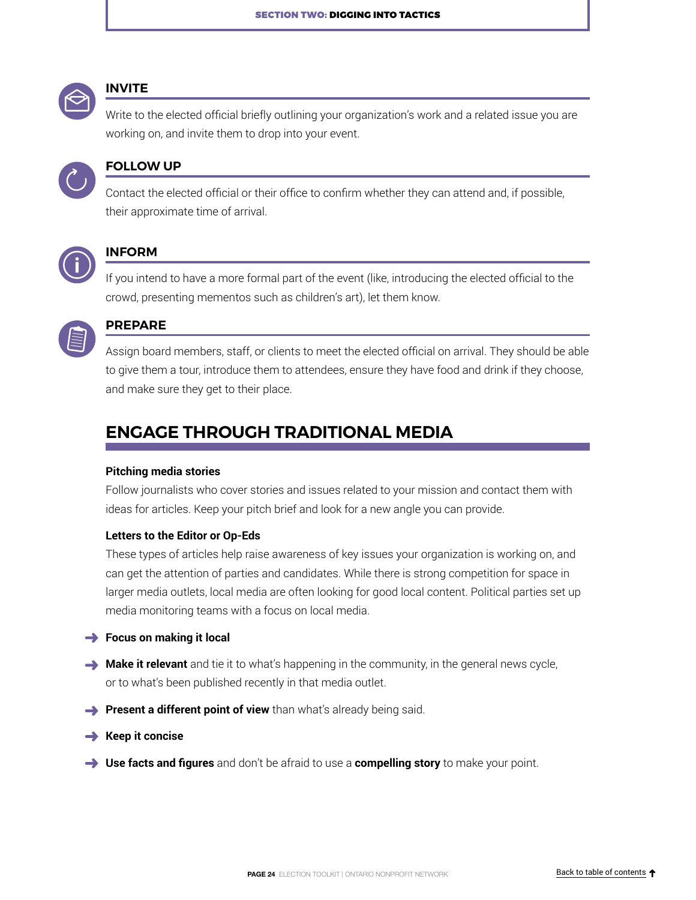### INVITE

Write to the elected official briefly outlining your organization's work and a related issue you are working on, and invite them to drop into your event.

### FOLLOW UP

Contact the elected official or their office to confirm whether they can attend and, if possible, their approximate time of arrival.

### INFORM

If you intend to have a more formal part of the event (like, introducing the elected official to the crowd, presenting mementos such as children's art), let them know.

### PREPARE

Assign board members, staff, or clients to meet the elected official on arrival. They should be able to give them a tour, introduce them to attendees, ensure they have food and drink if they choose, and make sure they get to their place.

## ENGAGE THROUGH TRADITIONAL MEDIA

**Pitching media stories**

Follow journalists who cover stories and issues related to your mission and contact them with ideas for articles. Keep your pitch brief and look for a new angle you can provide.

**Letters to the Editor or Op-Eds**

These types of articles help raise awareness of key issues your organization is working on, and can get the attention of parties and candidates. While there is strong competition for space in larger media outlets, local media are often looking for good local content. Political parties set up media monitoring teams with a focus on local media.

- **Focus on making it local**
- **Make it relevant** and tie it to what's happening in the community, in the general news cycle, or to what's been published recently in that media outlet.
- **Present a different point of view** than what's already being said.
- **Keep it concise**
- **Use facts and figures** and don't be afraid to use a **compelling story** to make your point.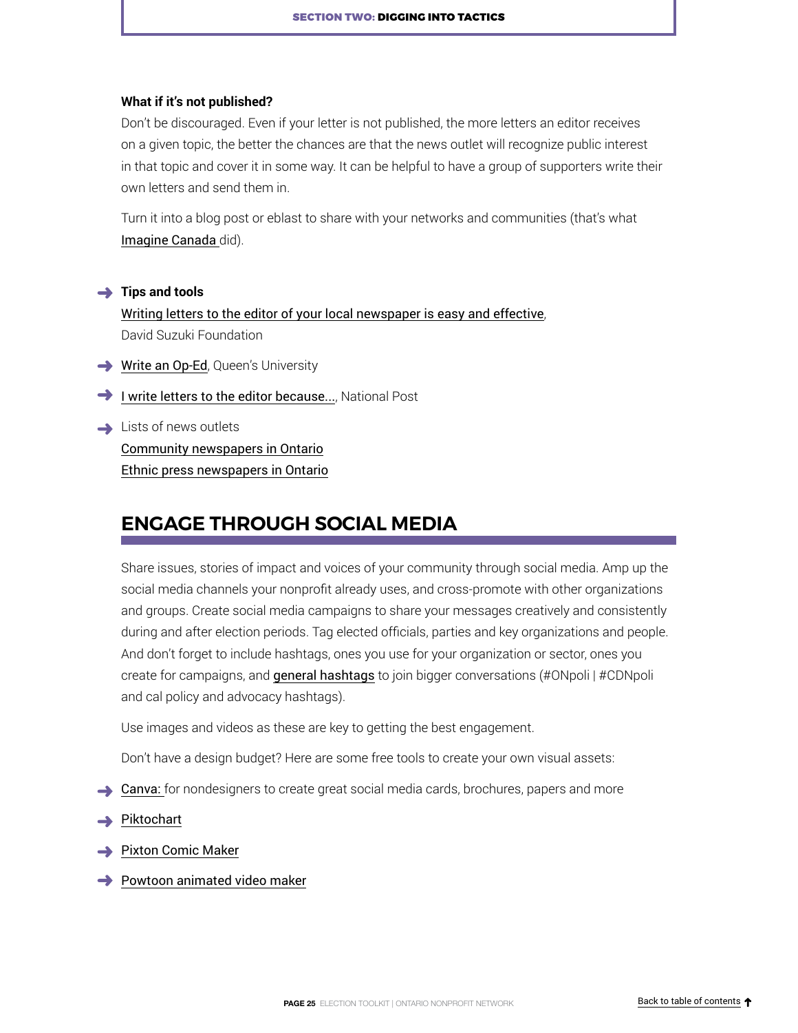### What if it's not published?

Don't be discouraged. Even if your letter is not published, the more letters an editor receives on a given topic, the better the chances are that the news outlet will recognize public interest in that topic and cover it in some way. It can be helpful to have a group of supporters write their own letters and send them in.

Turn it into a blog post or eblast to share with your networks and communities (that's what Imagine Canada did).

- **Tips and tools**
  Writing letters to the editor of your local newspaper is easy and effective, David Suzuki Foundation
- Write an Op-Ed, Queen's University
- I write letters to the editor because..., National Post
- Lists of news outlets
  Community newspapers in Ontario
  Ethnic press newspapers in Ontario

## ENGAGE THROUGH SOCIAL MEDIA

Share issues, stories of impact and voices of your community through social media. Amp up the social media channels your nonprofit already uses, and cross-promote with other organizations and groups. Create social media campaigns to share your messages creatively and consistently during and after election periods. Tag elected officials, parties and key organizations and people. And don't forget to include hashtags, ones you use for your organization or sector, ones you create for campaigns, and general hashtags to join bigger conversations (#ONpoli | #CDNpoli and cal policy and advocacy hashtags).

Use images and videos as these are key to getting the best engagement.

Don't have a design budget? Here are some free tools to create your own visual assets:

- Canva: for nondesigners to create great social media cards, brochures, papers and more
- Piktochart
- Pixton Comic Maker
- Powtoon animated video maker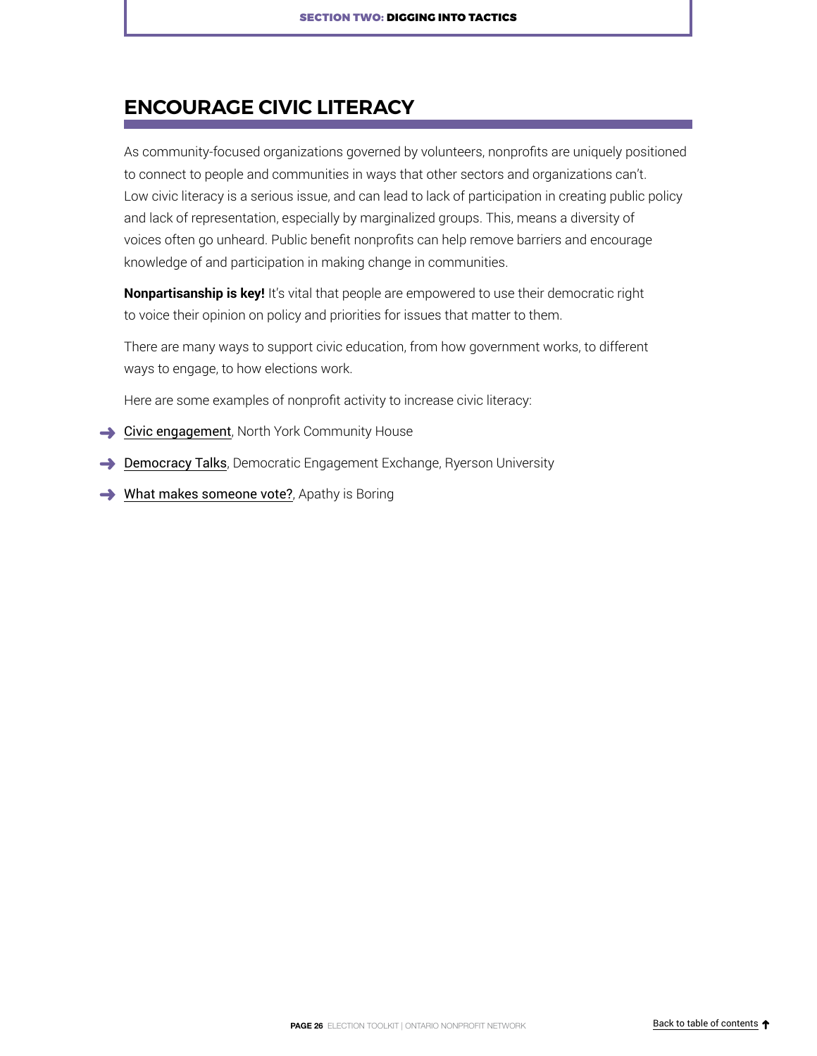## ENCOURAGE CIVIC LITERACY

As community-focused organizations governed by volunteers, nonprofits are uniquely positioned to connect to people and communities in ways that other sectors and organizations can't. Low civic literacy is a serious issue, and can lead to lack of participation in creating public policy and lack of representation, especially by marginalized groups. This, means a diversity of voices often go unheard. Public benefit nonprofits can help remove barriers and encourage knowledge of and participation in making change in communities.

**Nonpartisanship is key!** It's vital that people are empowered to use their democratic right to voice their opinion on policy and priorities for issues that matter to them.

There are many ways to support civic education, from how government works, to different ways to engage, to how elections work.

Here are some examples of nonprofit activity to increase civic literacy:

- Civic engagement, North York Community House
- Democracy Talks, Democratic Engagement Exchange, Ryerson University
- What makes someone vote?, Apathy is Boring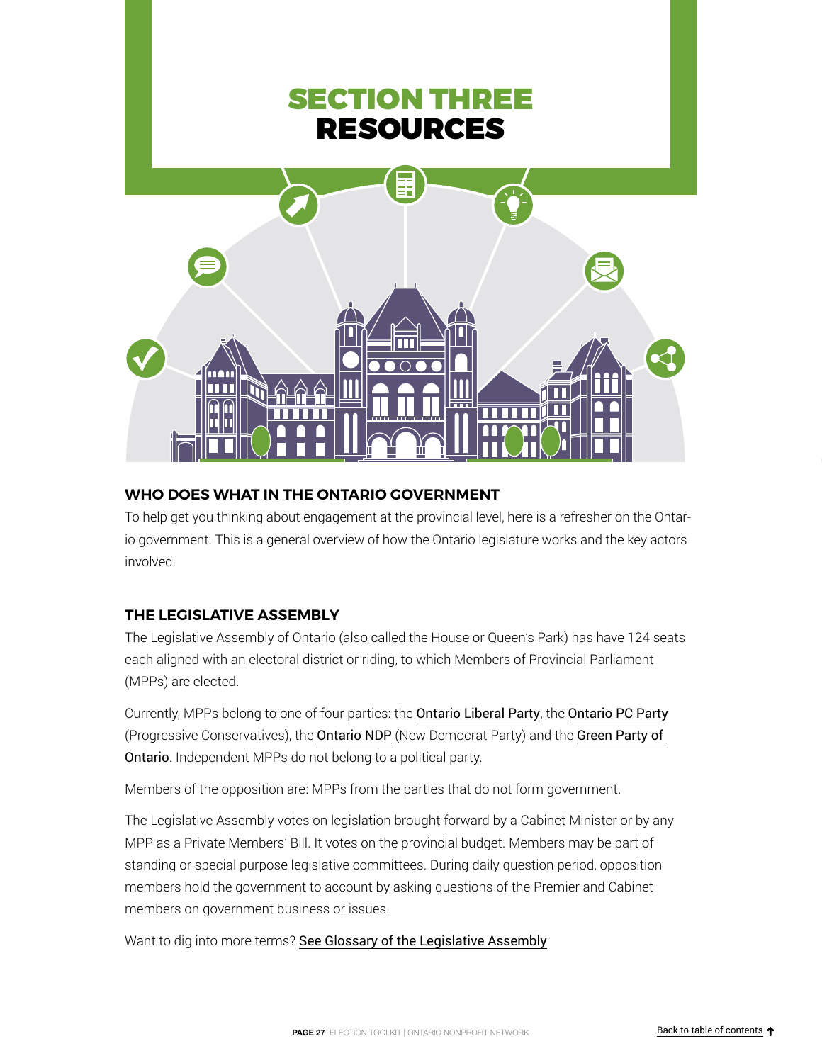# SECTION THREE
# RESOURCES

## WHO DOES WHAT IN THE ONTARIO GOVERNMENT

To help get you thinking about engagement at the provincial level, here is a refresher on the Ontario government. This is a general overview of how the Ontario legislature works and the key actors involved.

## THE LEGISLATIVE ASSEMBLY

The Legislative Assembly of Ontario (also called the House or Queen's Park) has have 124 seats each aligned with an electoral district or riding, to which Members of Provincial Parliament (MPPs) are elected.

Currently, MPPs belong to one of four parties: the Ontario Liberal Party, the Ontario PC Party (Progressive Conservatives), the Ontario NDP (New Democrat Party) and the Green Party of Ontario. Independent MPPs do not belong to a political party.

Members of the opposition are: MPPs from the parties that do not form government.

The Legislative Assembly votes on legislation brought forward by a Cabinet Minister or by any MPP as a Private Members' Bill. It votes on the provincial budget. Members may be part of standing or special purpose legislative committees. During daily question period, opposition members hold the government to account by asking questions of the Premier and Cabinet members on government business or issues.

Want to dig into more terms? See Glossary of the Legislative Assembly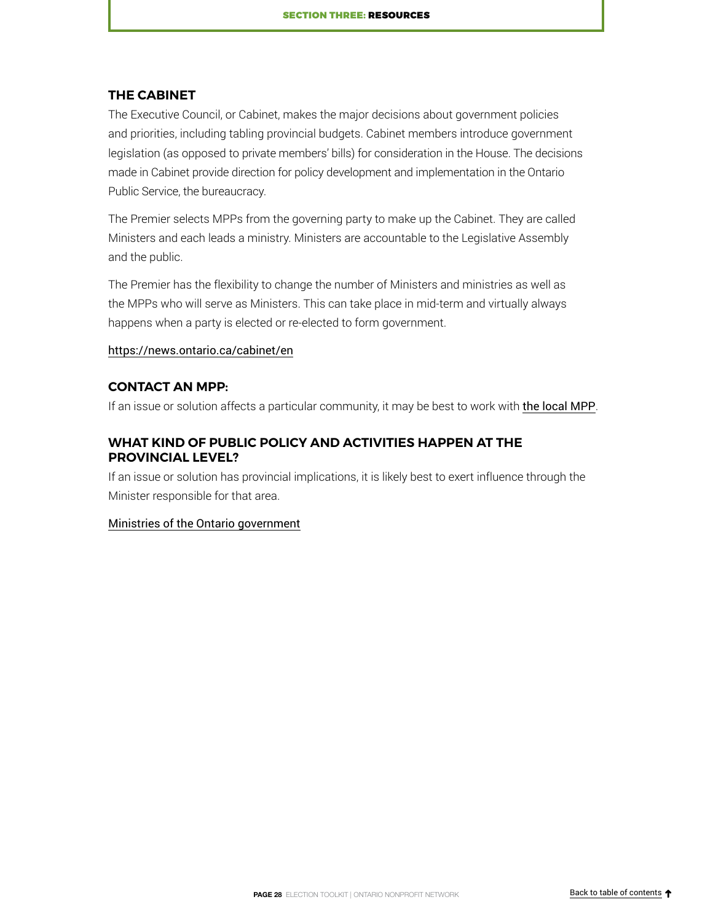### THE CABINET

The Executive Council, or Cabinet, makes the major decisions about government policies and priorities, including tabling provincial budgets. Cabinet members introduce government legislation (as opposed to private members' bills) for consideration in the House. The decisions made in Cabinet provide direction for policy development and implementation in the Ontario Public Service, the bureaucracy.

The Premier selects MPPs from the governing party to make up the Cabinet. They are called Ministers and each leads a ministry. Ministers are accountable to the Legislative Assembly and the public.

The Premier has the flexibility to change the number of Ministers and ministries as well as the MPPs who will serve as Ministers. This can take place in mid-term and virtually always happens when a party is elected or re-elected to form government.

https://news.ontario.ca/cabinet/en

### CONTACT AN MPP:

If an issue or solution affects a particular community, it may be best to work with the local MPP.

### WHAT KIND OF PUBLIC POLICY AND ACTIVITIES HAPPEN AT THE PROVINCIAL LEVEL?

If an issue or solution has provincial implications, it is likely best to exert influence through the Minister responsible for that area.

Ministries of the Ontario government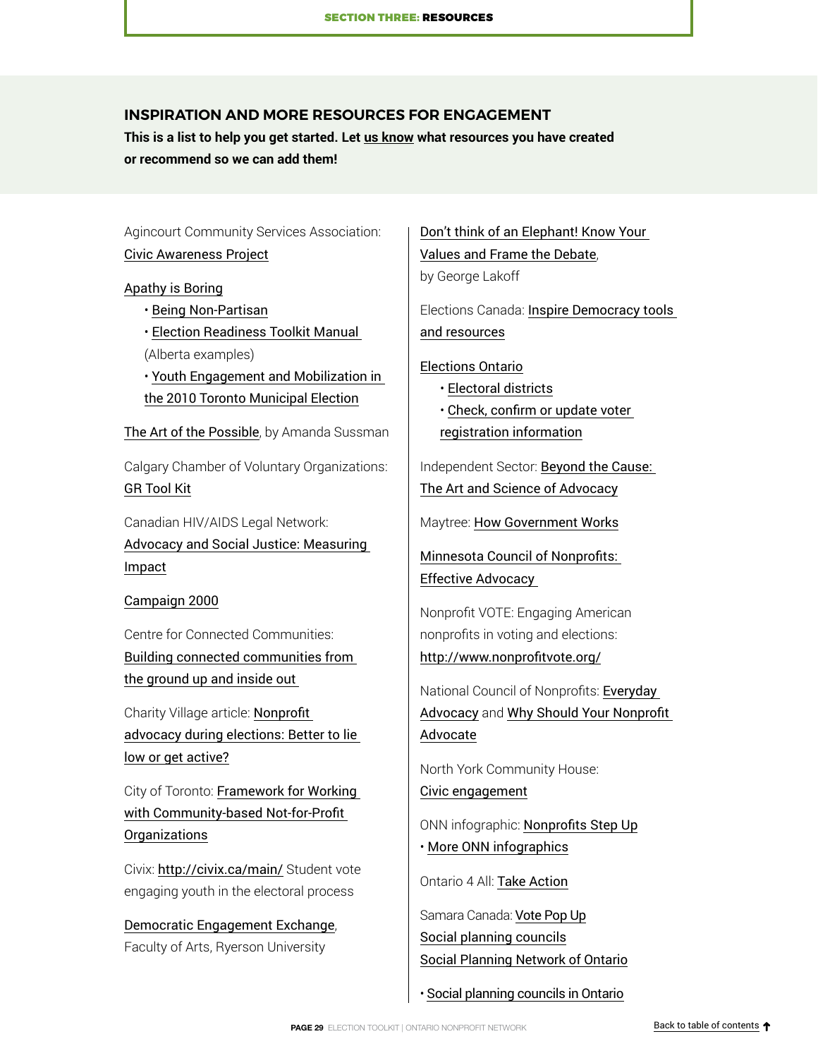## INSPIRATION AND MORE RESOURCES FOR ENGAGEMENT

**This is a list to help you get started. Let us know what resources you have created or recommend so we can add them!**

Agincourt Community Services Association: Civic Awareness Project

Apathy is Boring

- Being Non-Partisan
- Election Readiness Toolkit Manual (Alberta examples)
- Youth Engagement and Mobilization in the 2010 Toronto Municipal Election

The Art of the Possible, by Amanda Sussman

Calgary Chamber of Voluntary Organizations: GR Tool Kit

Canadian HIV/AIDS Legal Network: Advocacy and Social Justice: Measuring Impact

Campaign 2000

Centre for Connected Communities: Building connected communities from the ground up and inside out

Charity Village article: Nonprofit advocacy during elections: Better to lie low or get active?

City of Toronto: Framework for Working with Community-based Not-for-Profit Organizations

Civix: http://civix.ca/main/ Student vote engaging youth in the electoral process

Democratic Engagement Exchange, Faculty of Arts, Ryerson University

Don't think of an Elephant! Know Your Values and Frame the Debate, by George Lakoff

Elections Canada: Inspire Democracy tools and resources

Elections Ontario

- Electoral districts
- Check, confirm or update voter registration information

Independent Sector: Beyond the Cause: The Art and Science of Advocacy

Maytree: How Government Works

Minnesota Council of Nonprofits: Effective Advocacy

Nonprofit VOTE: Engaging American nonprofits in voting and elections: http://www.nonprofitvote.org/

National Council of Nonprofits: Everyday Advocacy and Why Should Your Nonprofit Advocate

North York Community House: Civic engagement

ONN infographic: Nonprofits Step Up

- More ONN infographics

Ontario 4 All: Take Action

Samara Canada: Vote Pop Up

Social planning councils

Social Planning Network of Ontario

- Social planning councils in Ontario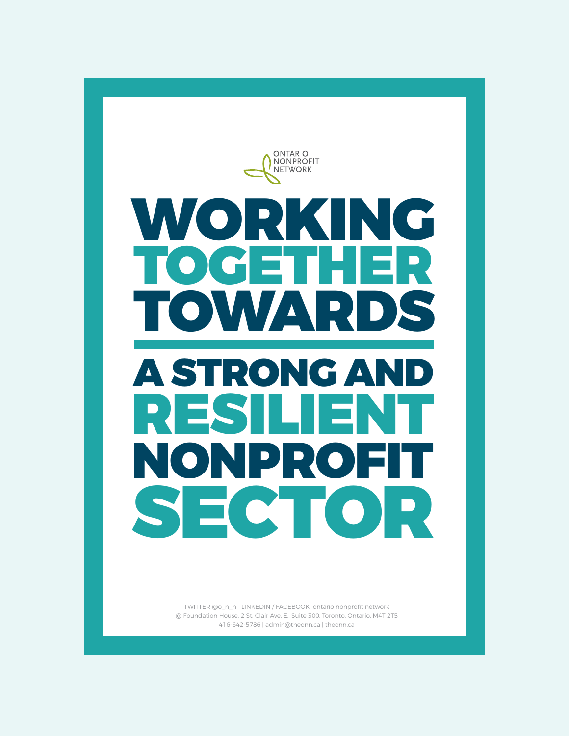ONTARIO NONPROFIT NETWORK

# WORKING TOGETHER TOWARDS A STRONG AND RESILIENT NONPROFIT SECTOR

TWITTER @o_n_n LINKEDIN / FACEBOOK ontario nonprofit network
@ Foundation House, 2 St. Clair Ave. E., Suite 300, Toronto, Ontario, M4T 2T5
416-642-5786 | admin@theonn.ca | theonn.ca